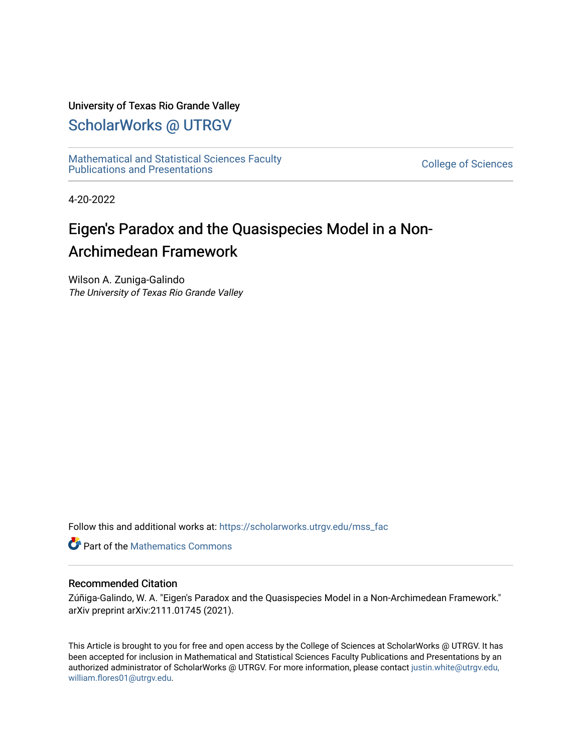University of Texas Rio Grande Valley

# ScholarWorks @ UTRGV

Mathematical and Statistical Sciences Faculty Publications and Presentations

College of Sciences

4-20-2022

# Eigen's Paradox and the Quasispecies Model in a Non-Archimedean Framework

Wilson A. Zuniga-Galindo
*The University of Texas Rio Grande Valley*

Follow this and additional works at: https://scholarworks.utrgv.edu/mss_fac

Part of the Mathematics Commons

## Recommended Citation

Zúñiga-Galindo, W. A. "Eigen's Paradox and the Quasispecies Model in a Non-Archimedean Framework." arXiv preprint arXiv:2111.01745 (2021).

This Article is brought to you for free and open access by the College of Sciences at ScholarWorks @ UTRGV. It has been accepted for inclusion in Mathematical and Statistical Sciences Faculty Publications and Presentations by an authorized administrator of ScholarWorks @ UTRGV. For more information, please contact justin.white@utrgv.edu, william.flores01@utrgv.edu.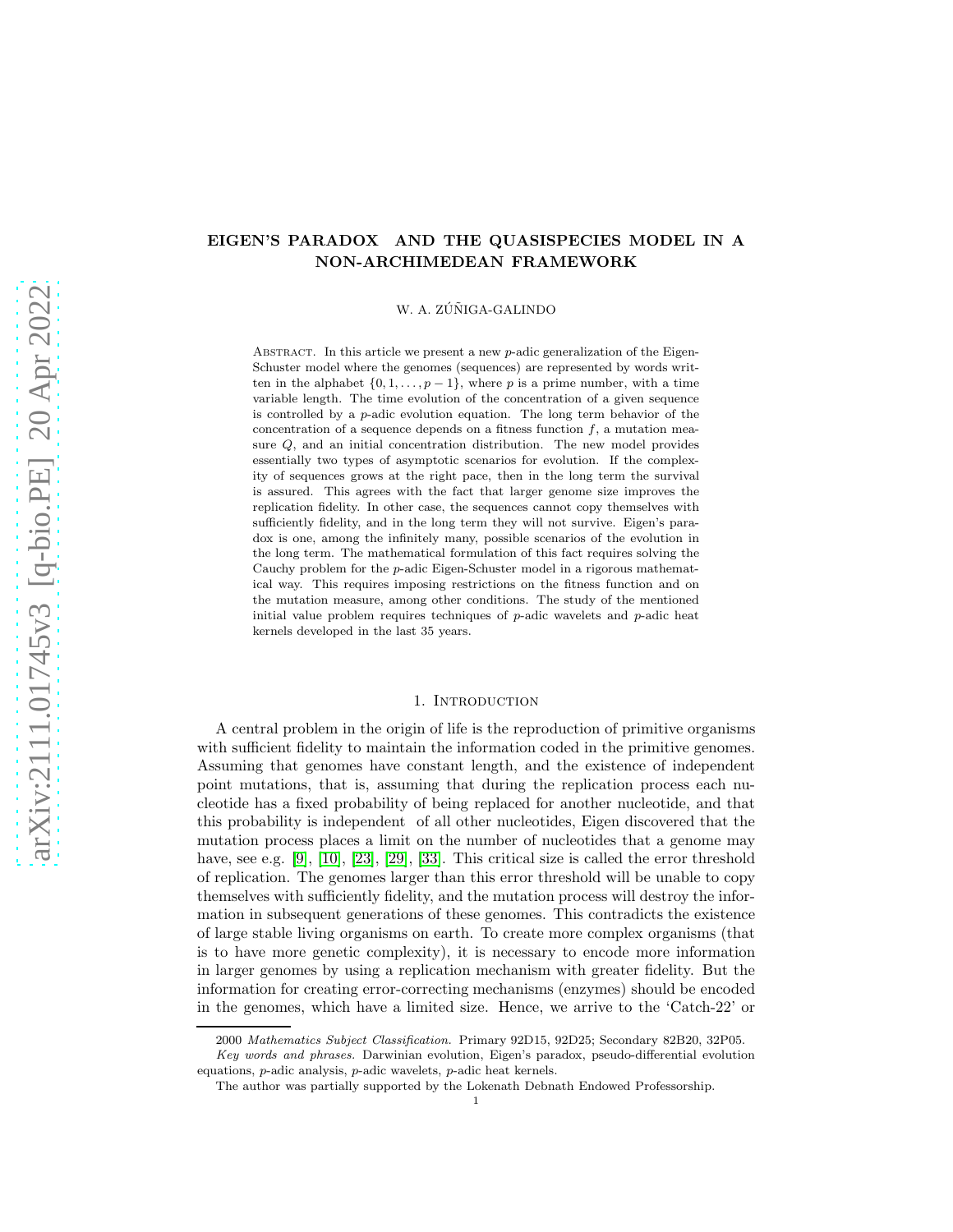# EIGEN'S PARADOX AND THE QUASISPECIES MODEL IN A NON-ARCHIMEDEAN FRAMEWORK

W. A. ZÚÑIGA-GALINDO

Abstract. In this article we present a new $p$-adic generalization of the Eigen-Schuster model where the genomes (sequences) are represented by words written in the alphabet $\{0, 1, \ldots, p-1\}$, where $p$ is a prime number, with a time variable length. The time evolution of the concentration of a given sequence is controlled by a $p$-adic evolution equation. The long term behavior of the concentration of a sequence depends on a fitness function $f$, a mutation measure $Q$, and an initial concentration distribution. The new model provides essentially two types of asymptotic scenarios for evolution. If the complexity of sequences grows at the right pace, then in the long term the survival is assured. This agrees with the fact that larger genome size improves the replication fidelity. In other case, the sequences cannot copy themselves with sufficiently fidelity, and in the long term they will not survive. Eigen's paradox is one, among the infinitely many, possible scenarios of the evolution in the long term. The mathematical formulation of this fact requires solving the Cauchy problem for the $p$-adic Eigen-Schuster model in a rigorous mathematical way. This requires imposing restrictions on the fitness function and on the mutation measure, among other conditions. The study of the mentioned initial value problem requires techniques of $p$-adic wavelets and $p$-adic heat kernels developed in the last 35 years.

## 1. Introduction

A central problem in the origin of life is the reproduction of primitive organisms with sufficient fidelity to maintain the information coded in the primitive genomes. Assuming that genomes have constant length, and the existence of independent point mutations, that is, assuming that during the replication process each nucleotide has a fixed probability of being replaced for another nucleotide, and that this probability is independent of all other nucleotides, Eigen discovered that the mutation process places a limit on the number of nucleotides that a genome may have, see e.g. [9], [10], [23], [29], [33]. This critical size is called the error threshold of replication. The genomes larger than this error threshold will be unable to copy themselves with sufficiently fidelity, and the mutation process will destroy the information in subsequent generations of these genomes. This contradicts the existence of large stable living organisms on earth. To create more complex organisms (that is to have more genetic complexity), it is necessary to encode more information in larger genomes by using a replication mechanism with greater fidelity. But the information for creating error-correcting mechanisms (enzymes) should be encoded in the genomes, which have a limited size. Hence, we arrive to the 'Catch-22' or

2000 *Mathematics Subject Classification.* Primary 92D15, 92D25; Secondary 82B20, 32P05.

*Key words and phrases.* Darwinian evolution, Eigen's paradox, pseudo-differential evolution equations, $p$-adic analysis, $p$-adic wavelets, $p$-adic heat kernels.

The author was partially supported by the Lokenath Debnath Endowed Professorship.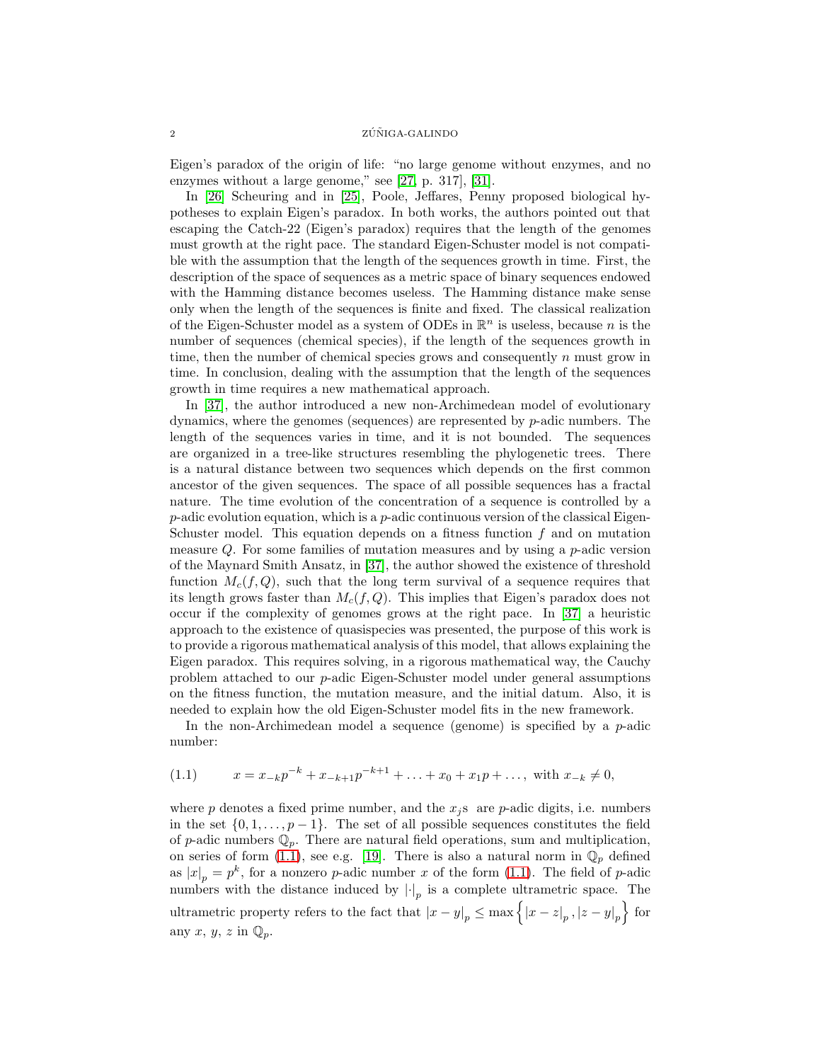Eigen's paradox of the origin of life: "no large genome without enzymes, and no enzymes without a large genome," see [27, p. 317], [31].

In [26] Scheuring and in [25], Poole, Jeffares, Penny proposed biological hypotheses to explain Eigen's paradox. In both works, the authors pointed out that escaping the Catch-22 (Eigen's paradox) requires that the length of the genomes must growth at the right pace. The standard Eigen-Schuster model is not compatible with the assumption that the length of the sequences growth in time. First, the description of the space of sequences as a metric space of binary sequences endowed with the Hamming distance becomes useless. The Hamming distance make sense only when the length of the sequences is finite and fixed. The classical realization of the Eigen-Schuster model as a system of ODEs in $\mathbb{R}^n$ is useless, because $n$ is the number of sequences (chemical species), if the length of the sequences growth in time, then the number of chemical species grows and consequently $n$ must grow in time. In conclusion, dealing with the assumption that the length of the sequences growth in time requires a new mathematical approach.

In [37], the author introduced a new non-Archimedean model of evolutionary dynamics, where the genomes (sequences) are represented by $p$-adic numbers. The length of the sequences varies in time, and it is not bounded. The sequences are organized in a tree-like structures resembling the phylogenetic trees. There is a natural distance between two sequences which depends on the first common ancestor of the given sequences. The space of all possible sequences has a fractal nature. The time evolution of the concentration of a sequence is controlled by a $p$-adic evolution equation, which is a $p$-adic continuous version of the classical Eigen-Schuster model. This equation depends on a fitness function $f$ and on mutation measure $Q$. For some families of mutation measures and by using a $p$-adic version of the Maynard Smith Ansatz, in [37], the author showed the existence of threshold function $M_c(f, Q)$, such that the long term survival of a sequence requires that its length grows faster than $M_c(f, Q)$. This implies that Eigen's paradox does not occur if the complexity of genomes grows at the right pace. In [37] a heuristic approach to the existence of quasispecies was presented, the purpose of this work is to provide a rigorous mathematical analysis of this model, that allows explaining the Eigen paradox. This requires solving, in a rigorous mathematical way, the Cauchy problem attached to our $p$-adic Eigen-Schuster model under general assumptions on the fitness function, the mutation measure, and the initial datum. Also, it is needed to explain how the old Eigen-Schuster model fits in the new framework.

In the non-Archimedean model a sequence (genome) is specified by a $p$-adic number:

$$x = x_{-k}p^{-k} + x_{-k+1}p^{-k+1} + \ldots + x_0 + x_1 p + \ldots, \text{ with } x_{-k} \neq 0, \tag{1.1}$$

where $p$ denotes a fixed prime number, and the $x_j$s are $p$-adic digits, i.e. numbers in the set $\{0, 1, \ldots, p-1\}$. The set of all possible sequences constitutes the field of $p$-adic numbers $\mathbb{Q}_p$. There are natural field operations, sum and multiplication, on series of form (1.1), see e.g. [19]. There is also a natural norm in $\mathbb{Q}_p$ defined as $|x|_p = p^k$, for a nonzero $p$-adic number $x$ of the form (1.1). The field of $p$-adic numbers with the distance induced by $|\cdot|_p$ is a complete ultrametric space. The ultrametric property refers to the fact that $|x-y|_p \leq \max\left\{|x-z|_p, |z-y|_p\right\}$ for any $x$, $y$, $z$ in $\mathbb{Q}_p$.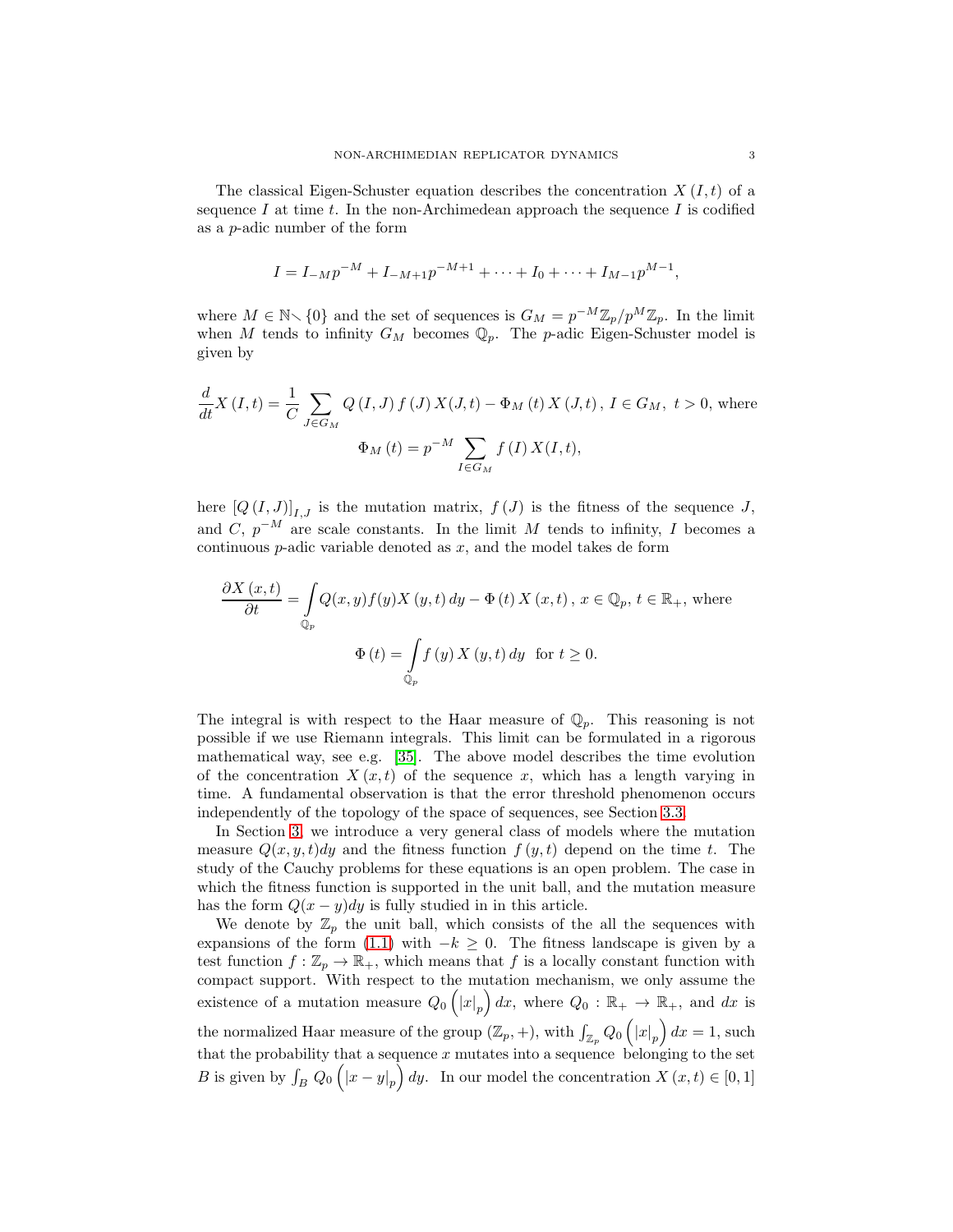The classical Eigen-Schuster equation describes the concentration $X(I,t)$ of a sequence $I$ at time $t$. In the non-Archimedean approach the sequence $I$ is codified as a $p$-adic number of the form

$$I = I_{-M}p^{-M} + I_{-M+1}p^{-M+1} + \cdots + I_0 + \cdots + I_{M-1}p^{M-1},$$

where $M \in \mathbb{N} \smallsetminus \{0\}$ and the set of sequences is $G_M = p^{-M}\mathbb{Z}_p/p^M\mathbb{Z}_p$. In the limit when $M$ tends to infinity $G_M$ becomes $\mathbb{Q}_p$. The $p$-adic Eigen-Schuster model is given by

$$\frac{d}{dt}X(I,t) = \frac{1}{C}\sum_{J\in G_M} Q(I,J)\, f(J)\, X(J,t) - \Phi_M(t)\, X(J,t)\,,\; I \in G_M,\; t>0, \text{ where}$$

$$\Phi_M(t) = p^{-M}\sum_{I\in G_M} f(I)\, X(I,t),$$

here $[Q(I,J)]_{I,J}$ is the mutation matrix, $f(J)$ is the fitness of the sequence $J$, and $C$, $p^{-M}$ are scale constants. In the limit $M$ tends to infinity, $I$ becomes a continuous $p$-adic variable denoted as $x$, and the model takes de form

$$\frac{\partial X(x,t)}{\partial t} = \int\limits_{\mathbb{Q}_p} Q(x,y) f(y) X(y,t)\, dy - \Phi(t)\, X(x,t)\,,\; x\in\mathbb{Q}_p,\; t\in\mathbb{R}_+, \text{ where}$$

$$\Phi(t) = \int\limits_{\mathbb{Q}_p} f(y)\, X(y,t)\, dy \;\text{ for } t \geq 0.$$

The integral is with respect to the Haar measure of $\mathbb{Q}_p$. This reasoning is not possible if we use Riemann integrals. This limit can be formulated in a rigorous mathematical way, see e.g. [35]. The above model describes the time evolution of the concentration $X(x,t)$ of the sequence $x$, which has a length varying in time. A fundamental observation is that the error threshold phenomenon occurs independently of the topology of the space of sequences, see Section 3.3.

In Section 3, we introduce a very general class of models where the mutation measure $Q(x,y,t)dy$ and the fitness function $f(y,t)$ depend on the time $t$. The study of the Cauchy problems for these equations is an open problem. The case in which the fitness function is supported in the unit ball, and the mutation measure has the form $Q(x-y)dy$ is fully studied in in this article.

We denote by $\mathbb{Z}_p$ the unit ball, which consists of the all the sequences with expansions of the form (1.1) with $-k \geq 0$. The fitness landscape is given by a test function $f : \mathbb{Z}_p \to \mathbb{R}_+$, which means that $f$ is a locally constant function with compact support. With respect to the mutation mechanism, we only assume the existence of a mutation measure $Q_0\left(|x|_p\right)dx$, where $Q_0 : \mathbb{R}_+ \to \mathbb{R}_+$, and $dx$ is the normalized Haar measure of the group $(\mathbb{Z}_p, +)$, with $\int_{\mathbb{Z}_p} Q_0\left(|x|_p\right)dx = 1$, such that the probability that a sequence $x$ mutates into a sequence belonging to the set $B$ is given by $\int_B Q_0\left(|x-y|_p\right)dy$. In our model the concentration $X(x,t) \in [0,1]$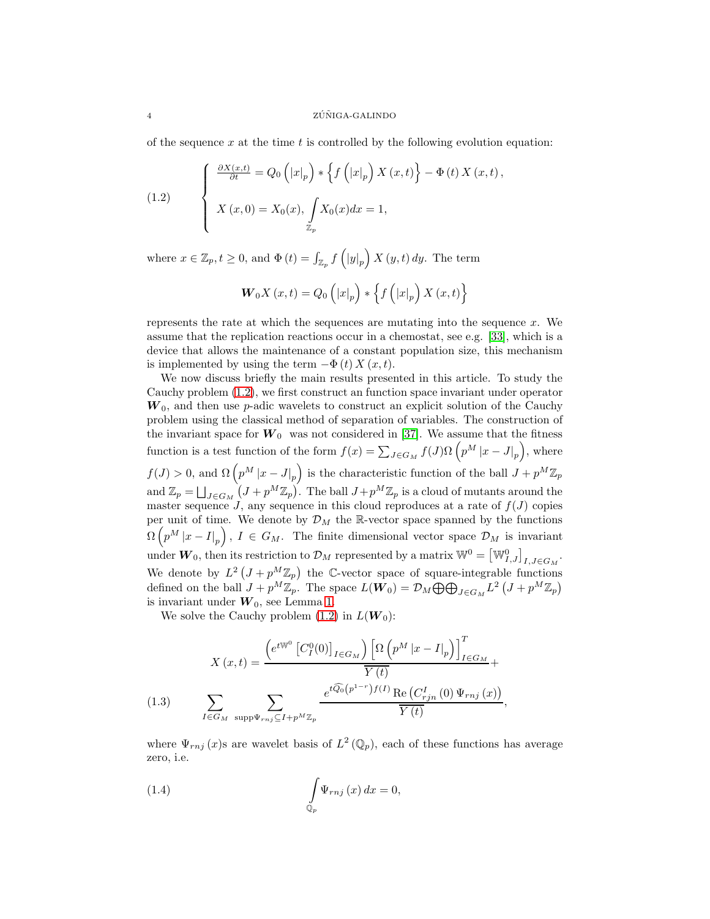of the sequence $x$ at the time $t$ is controlled by the following evolution equation:

$$
\left\{
\begin{array}{l}
\frac{\partial X(x,t)}{\partial t} = Q_0\left(|x|_p\right) * \left\{ f\left(|x|_p\right) X\left(x,t\right) \right\} - \Phi\left(t\right) X\left(x,t\right), \\
\\
X\left(x,0\right) = X_0(x), \int\limits_{\mathbb{Z}_p} X_0(x) dx = 1,
\end{array}
\right.
\tag{1.2}
$$

where $x \in \mathbb{Z}_p, t \geq 0$, and $\Phi\left(t\right) = \int_{\mathbb{Z}_p} f\left(|y|_p\right) X\left(y,t\right) dy$. The term

$$
\boldsymbol{W}_0 X\left(x,t\right) = Q_0\left(|x|_p\right) * \left\{ f\left(|x|_p\right) X\left(x,t\right) \right\}
$$

represents the rate at which the sequences are mutating into the sequence $x$. We assume that the replication reactions occur in a chemostat, see e.g. [33], which is a device that allows the maintenance of a constant population size, this mechanism is implemented by using the term $-\Phi\left(t\right) X\left(x,t\right)$.

We now discuss briefly the main results presented in this article. To study the Cauchy problem (1.2), we first construct an function space invariant under operator $\boldsymbol{W}_0$, and then use $p$-adic wavelets to construct an explicit solution of the Cauchy problem using the classical method of separation of variables. The construction of the invariant space for $\boldsymbol{W}_0$ was not considered in [37]. We assume that the fitness function is a test function of the form $f(x) = \sum_{J \in G_M} f(J) \Omega\left(p^M |x - J|_p\right)$, where $f(J) > 0$, and $\Omega\left(p^M |x - J|_p\right)$ is the characteristic function of the ball $J + p^M\mathbb{Z}_p$ and $\mathbb{Z}_p = \bigsqcup_{J \in G_M}\left(J + p^M\mathbb{Z}_p\right)$. The ball $J + p^M\mathbb{Z}_p$ is a cloud of mutants around the master sequence $J$, any sequence in this cloud reproduces at a rate of $f(J)$ copies per unit of time. We denote by $\mathcal{D}_M$ the $\mathbb{R}$-vector space spanned by the functions $\Omega\left(p^M |x - I|_p\right)$, $I \in G_M$. The finite dimensional vector space $\mathcal{D}_M$ is invariant under $\boldsymbol{W}_0$, then its restriction to $\mathcal{D}_M$ represented by a matrix $\mathbb{W}^0 = \left[\mathbb{W}^0_{I,J}\right]_{I,J \in G_M}$. We denote by $L^2\left(J + p^M\mathbb{Z}_p\right)$ the $\mathbb{C}$-vector space of square-integrable functions defined on the ball $J + p^M\mathbb{Z}_p$. The space $L(\boldsymbol{W}_0) = \mathcal{D}_M \bigoplus \bigoplus_{J \in G_M} L^2\left(J + p^M\mathbb{Z}_p\right)$ is invariant under $\boldsymbol{W}_0$, see Lemma 1.

We solve the Cauchy problem (1.2) in $L(\boldsymbol{W}_0)$:

$$
\begin{aligned}
X\left(x,t\right) = & \frac{\left(e^{t\mathbb{W}^0}\left[C^0_I(0)\right]_{I \in G_M}\right)\left[\Omega\left(p^M |x - I|_p\right)\right]^T_{I \in G_M}}{\overline{Y\left(t\right)}} + \\
& \sum_{I \in G_M} \sum_{\operatorname{supp}\Psi_{rnj} \subseteq I + p^M\mathbb{Z}_p} \frac{e^{t\widehat{Q_0}\left(p^{1-r}\right) f(I)} \operatorname{Re}\left(C^I_{rjn}\left(0\right)\Psi_{rnj}\left(x\right)\right)}{\overline{Y\left(t\right)}},
\end{aligned}
\tag{1.3}
$$

where $\Psi_{rnj}\left(x\right)$s are wavelet basis of $L^2\left(\mathbb{Q}_p\right)$, each of these functions has average zero, i.e.

$$
\int\limits_{\mathbb{Q}_p} \Psi_{rnj}\left(x\right) dx = 0,
\tag{1.4}
$$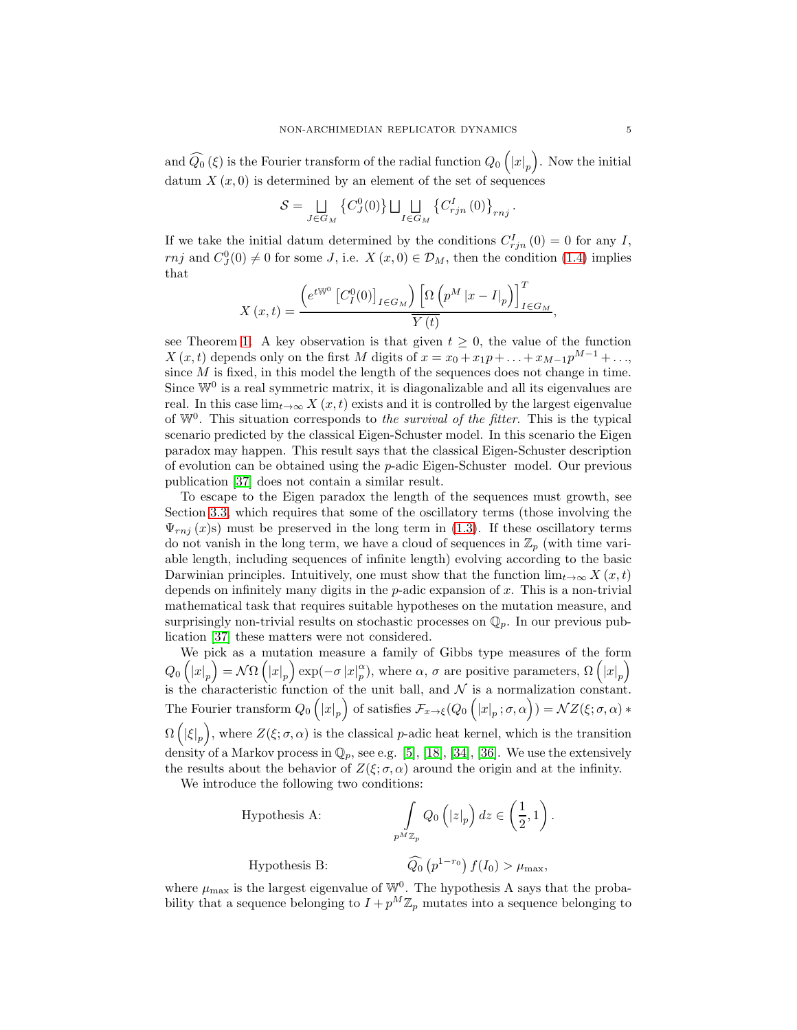and $\widehat{Q_0}(\xi)$ is the Fourier transform of the radial function $Q_0\left(|x|_p\right)$. Now the initial datum $X(x,0)$ is determined by an element of the set of sequences

$$\mathcal{S}=\bigsqcup_{J\in G_M}\left\{C_J^0(0)\right\}\bigsqcup\bigsqcup_{I\in G_M}\left\{C_{rjn}^I(0)\right\}_{rnj}.$$

If we take the initial datum determined by the conditions $C_{rjn}^I(0)=0$ for any $I$, $rnj$ and $C_J^0(0)\neq 0$ for some $J$, i.e. $X(x,0)\in\mathcal{D}_M$, then the condition (1.4) implies that

$$X(x,t)=\frac{\left(e^{t\mathbb{W}^0}\left[C_I^0(0)\right]_{I\in G_M}\right)\left[\Omega\left(p^M|x-I|_p\right)\right]_{I\in G_M}^T}{\overline{Y(t)}},$$

see Theorem 1. A key observation is that given $t\geq 0$, the value of the function $X(x,t)$ depends only on the first $M$ digits of $x=x_0+x_1p+\ldots+x_{M-1}p^{M-1}+\ldots$, since $M$ is fixed, in this model the length of the sequences does not change in time. Since $\mathbb{W}^0$ is a real symmetric matrix, it is diagonalizable and all its eigenvalues are real. In this case $\lim_{t\to\infty}X(x,t)$ exists and it is controlled by the largest eigenvalue of $\mathbb{W}^0$. This situation corresponds to *the survival of the fitter*. This is the typical scenario predicted by the classical Eigen-Schuster model. In this scenario the Eigen paradox may happen. This result says that the classical Eigen-Schuster description of evolution can be obtained using the $p$-adic Eigen-Schuster model. Our previous publication [37] does not contain a similar result.

To escape to the Eigen paradox the length of the sequences must growth, see Section 3.3, which requires that some of the oscillatory terms (those involving the $\Psi_{rnj}(x)$s) must be preserved in the long term in (1.3). If these oscillatory terms do not vanish in the long term, we have a cloud of sequences in $\mathbb{Z}_p$ (with time variable length, including sequences of infinite length) evolving according to the basic Darwinian principles. Intuitively, one must show that the function $\lim_{t\to\infty}X(x,t)$ depends on infinitely many digits in the $p$-adic expansion of $x$. This is a non-trivial mathematical task that requires suitable hypotheses on the mutation measure, and surprisingly non-trivial results on stochastic processes on $\mathbb{Q}_p$. In our previous publication [37] these matters were not considered.

We pick as a mutation measure a family of Gibbs type measures of the form $Q_0\left(|x|_p\right)=\mathcal{N}\Omega\left(|x|_p\right)\exp(-\sigma|x|_p^\alpha)$, where $\alpha$, $\sigma$ are positive parameters, $\Omega\left(|x|_p\right)$ is the characteristic function of the unit ball, and $\mathcal{N}$ is a normalization constant. The Fourier transform $Q_0\left(|x|_p\right)$ of satisfies $\mathcal{F}_{x\to\xi}(Q_0\left(|x|_p;\sigma,\alpha\right))=\mathcal{N}Z(\xi;\sigma,\alpha)*\Omega\left(|\xi|_p\right)$, where $Z(\xi;\sigma,\alpha)$ is the classical $p$-adic heat kernel, which is the transition density of a Markov process in $\mathbb{Q}_p$, see e.g. [5], [18], [34], [36]. We use the extensively the results about the behavior of $Z(\xi;\sigma,\alpha)$ around the origin and at the infinity.

We introduce the following two conditions:

$$\text{Hypothesis A:}\qquad \int_{p^M\mathbb{Z}_p}Q_0\left(|z|_p\right)dz\in\left(\frac{1}{2},1\right).$$

$$\text{Hypothesis B:}\qquad \widehat{Q_0}\left(p^{1-r_0}\right)f(I_0)>\mu_{\max},$$

where $\mu_{\max}$ is the largest eigenvalue of $\mathbb{W}^0$. The hypothesis A says that the probability that a sequence belonging to $I+p^M\mathbb{Z}_p$ mutates into a sequence belonging to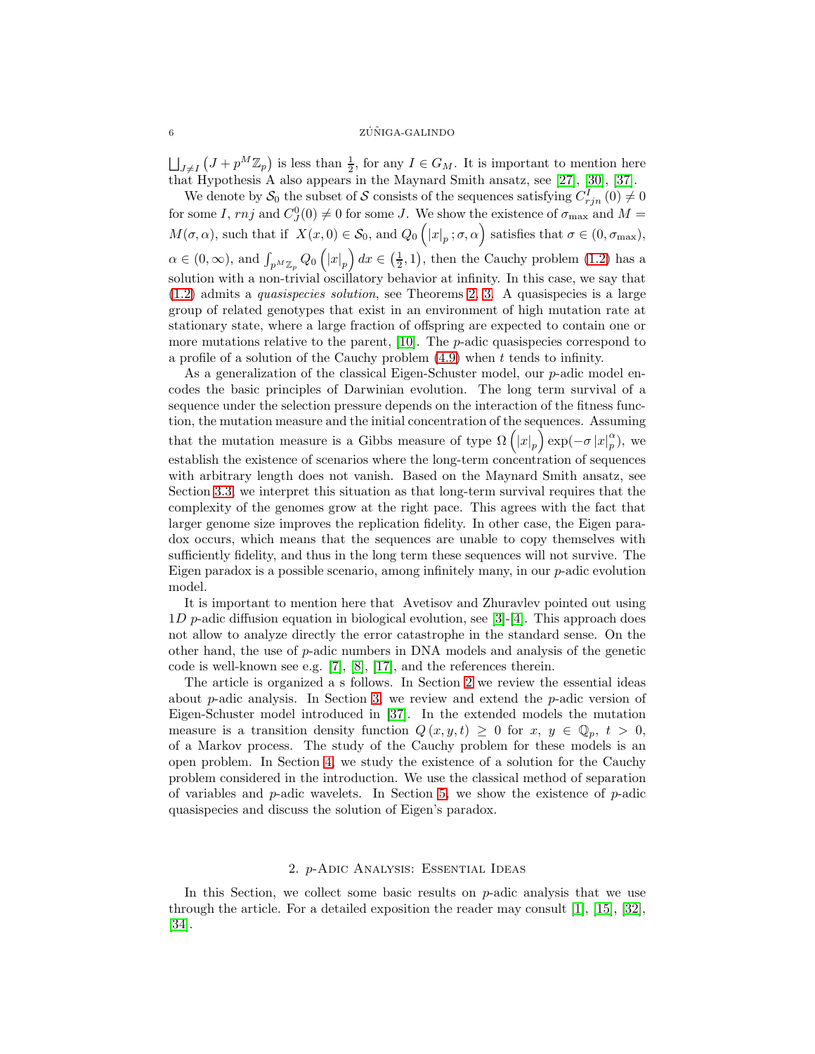$\bigsqcup_{J\neq I}\left(J+p^{M}\mathbb{Z}_{p}\right)$ is less than $\frac{1}{2}$, for any $I\in G_{M}$. It is important to mention here that Hypothesis A also appears in the Maynard Smith ansatz, see [27], [30], [37].

We denote by $\mathcal{S}_0$ the subset of $\mathcal{S}$ consists of the sequences satisfying $C_{rjn}^{I}\left(0\right)\neq 0$ for some $I$, $rnj$ and $C_{J}^{0}(0)\neq 0$ for some $J$. We show the existence of $\sigma_{\max}$ and $M=M(\sigma,\alpha)$, such that if $X(x,0)\in\mathcal{S}_0$, and $Q_0\left(\left\vert x\right\vert_p;\sigma,\alpha\right)$ satisfies that $\sigma\in(0,\sigma_{\max})$, $\alpha\in(0,\infty)$, and $\int_{p^{M}\mathbb{Z}_p}Q_0\left(\left\vert x\right\vert_p\right)dx\in\left(\frac{1}{2},1\right)$, then the Cauchy problem (1.2) has a solution with a non-trivial oscillatory behavior at infinity. In this case, we say that (1.2) admits a *quasispecies solution*, see Theorems 2, 3. A quasispecies is a large group of related genotypes that exist in an environment of high mutation rate at stationary state, where a large fraction of offspring are expected to contain one or more mutations relative to the parent, [10]. The $p$-adic quasispecies correspond to a profile of a solution of the Cauchy problem (4.9) when $t$ tends to infinity.

As a generalization of the classical Eigen-Schuster model, our $p$-adic model encodes the basic principles of Darwinian evolution. The long term survival of a sequence under the selection pressure depends on the interaction of the fitness function, the mutation measure and the initial concentration of the sequences. Assuming that the mutation measure is a Gibbs measure of type $\Omega\left(\left\vert x\right\vert_p\right)\exp(-\sigma\left\vert x\right\vert_p^{\alpha})$, we establish the existence of scenarios where the long-term concentration of sequences with arbitrary length does not vanish. Based on the Maynard Smith ansatz, see Section 3.3, we interpret this situation as that long-term survival requires that the complexity of the genomes grow at the right pace. This agrees with the fact that larger genome size improves the replication fidelity. In other case, the Eigen paradox occurs, which means that the sequences are unable to copy themselves with sufficiently fidelity, and thus in the long term these sequences will not survive. The Eigen paradox is a possible scenario, among infinitely many, in our $p$-adic evolution model.

It is important to mention here that Avetisov and Zhuravlev pointed out using $1D$ $p$-adic diffusion equation in biological evolution, see [3]-[4]. This approach does not allow to analyze directly the error catastrophe in the standard sense. On the other hand, the use of $p$-adic numbers in DNA models and analysis of the genetic code is well-known see e.g. [7], [8], [17], and the references therein.

The article is organized a s follows. In Section 2 we review the essential ideas about $p$-adic analysis. In Section 3, we review and extend the $p$-adic version of Eigen-Schuster model introduced in [37]. In the extended models the mutation measure is a transition density function $Q\left(x,y,t\right)\geq 0$ for $x$, $y\in\mathbb{Q}_p$, $t>0$, of a Markov process. The study of the Cauchy problem for these models is an open problem. In Section 4, we study the existence of a solution for the Cauchy problem considered in the introduction. We use the classical method of separation of variables and $p$-adic wavelets. In Section 5, we show the existence of $p$-adic quasispecies and discuss the solution of Eigen's paradox.

## 2. $p$-Adic Analysis: Essential Ideas

In this Section, we collect some basic results on $p$-adic analysis that we use through the article. For a detailed exposition the reader may consult [1], [15], [32], [34].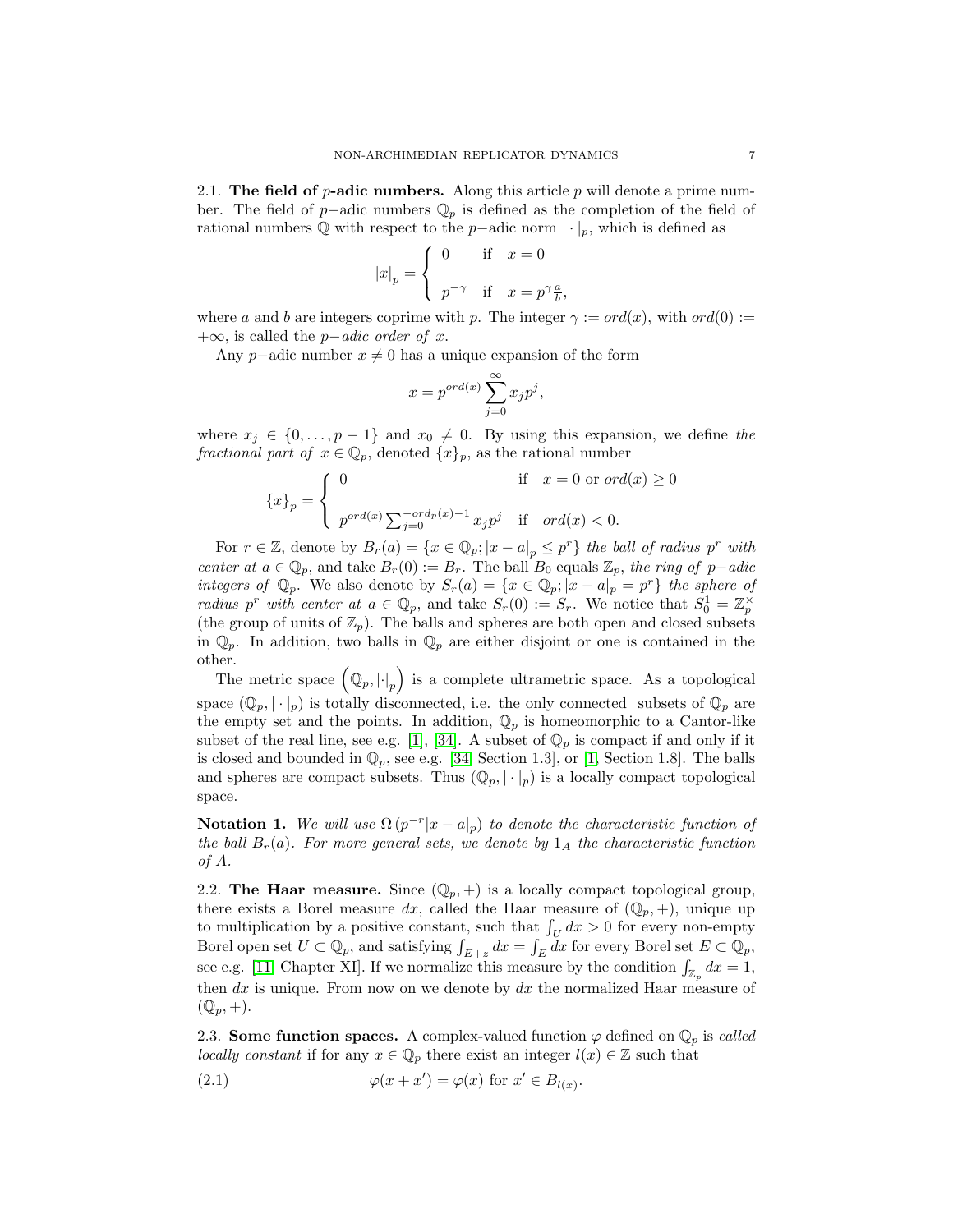### 2.1. The field of $p$-adic numbers.

Along this article $p$ will denote a prime number. The field of $p-$adic numbers $\mathbb{Q}_p$ is defined as the completion of the field of rational numbers $\mathbb{Q}$ with respect to the $p-$adic norm $|\cdot|_p$, which is defined as

$$|x|_p = \begin{cases} 0 & \text{if} \quad x = 0 \\ \\ p^{-\gamma} & \text{if} \quad x = p^{\gamma}\frac{a}{b}, \end{cases}$$

where $a$ and $b$ are integers coprime with $p$. The integer $\gamma := ord(x)$, with $ord(0) := +\infty$, is called the *$p-$adic order of $x$*.

Any $p-$adic number $x \neq 0$ has a unique expansion of the form

$$x = p^{ord(x)} \sum_{j=0}^{\infty} x_j p^j,$$

where $x_j \in \{0, \ldots, p-1\}$ and $x_0 \neq 0$. By using this expansion, we define *the fractional part of* $x \in \mathbb{Q}_p$, denoted $\{x\}_p$, as the rational number

$$\{x\}_p = \begin{cases} 0 & \text{if} \quad x = 0 \text{ or } ord(x) \geq 0 \\ \\ p^{ord(x)} \sum_{j=0}^{-ord_p(x)-1} x_j p^j & \text{if} \quad ord(x) < 0. \end{cases}$$

For $r \in \mathbb{Z}$, denote by $B_r(a) = \{x \in \mathbb{Q}_p; |x-a|_p \leq p^r\}$ *the ball of radius* $p^r$ *with center at* $a \in \mathbb{Q}_p$, and take $B_r(0) := B_r$. The ball $B_0$ equals $\mathbb{Z}_p$, *the ring of $p-$adic integers of* $\mathbb{Q}_p$. We also denote by $S_r(a) = \{x \in \mathbb{Q}_p; |x-a|_p = p^r\}$ *the sphere of radius* $p^r$ *with center at* $a \in \mathbb{Q}_p$, and take $S_r(0) := S_r$. We notice that $S_0^1 = \mathbb{Z}_p^{\times}$ (the group of units of $\mathbb{Z}_p$). The balls and spheres are both open and closed subsets in $\mathbb{Q}_p$. In addition, two balls in $\mathbb{Q}_p$ are either disjoint or one is contained in the other.

The metric space $\left(\mathbb{Q}_p, |\cdot|_p\right)$ is a complete ultrametric space. As a topological space $(\mathbb{Q}_p, |\cdot|_p)$ is totally disconnected, i.e. the only connected subsets of $\mathbb{Q}_p$ are the empty set and the points. In addition, $\mathbb{Q}_p$ is homeomorphic to a Cantor-like subset of the real line, see e.g. [1], [34]. A subset of $\mathbb{Q}_p$ is compact if and only if it is closed and bounded in $\mathbb{Q}_p$, see e.g. [34, Section 1.3], or [1, Section 1.8]. The balls and spheres are compact subsets. Thus $(\mathbb{Q}_p, |\cdot|_p)$ is a locally compact topological space.

**Notation 1.** *We will use* $\Omega\left(p^{-r}|x-a|_p\right)$ *to denote the characteristic function of the ball* $B_r(a)$. *For more general sets, we denote by* $1_A$ *the characteristic function of* $A$.

### 2.2. The Haar measure.

Since $(\mathbb{Q}_p, +)$ is a locally compact topological group, there exists a Borel measure $dx$, called the Haar measure of $(\mathbb{Q}_p, +)$, unique up to multiplication by a positive constant, such that $\int_U dx > 0$ for every non-empty Borel open set $U \subset \mathbb{Q}_p$, and satisfying $\int_{E+z} dx = \int_E dx$ for every Borel set $E \subset \mathbb{Q}_p$, see e.g. [11, Chapter XI]. If we normalize this measure by the condition $\int_{\mathbb{Z}_p} dx = 1$, then $dx$ is unique. From now on we denote by $dx$ the normalized Haar measure of $(\mathbb{Q}_p, +)$.

### 2.3. Some function spaces.

A complex-valued function $\varphi$ defined on $\mathbb{Q}_p$ is *called locally constant* if for any $x \in \mathbb{Q}_p$ there exist an integer $l(x) \in \mathbb{Z}$ such that

$$\varphi(x + x') = \varphi(x) \text{ for } x' \in B_{l(x)}. \tag{2.1}$$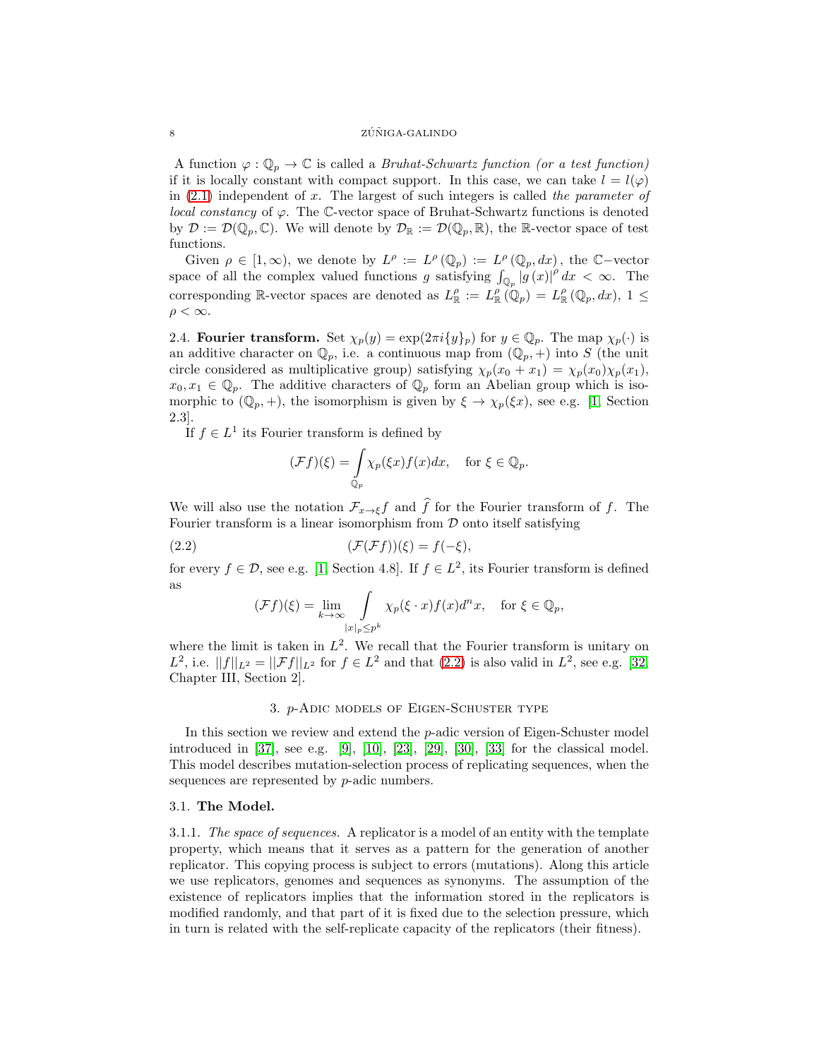A function $\varphi : \mathbb{Q}_p \to \mathbb{C}$ is called a *Bruhat-Schwartz function (or a test function)* if it is locally constant with compact support. In this case, we can take $l = l(\varphi)$ in (2.1) independent of $x$. The largest of such integers is called *the parameter of local constancy* of $\varphi$. The $\mathbb{C}$-vector space of Bruhat-Schwartz functions is denoted by $\mathcal{D} := \mathcal{D}(\mathbb{Q}_p, \mathbb{C})$. We will denote by $\mathcal{D}_{\mathbb{R}} := \mathcal{D}(\mathbb{Q}_p, \mathbb{R})$, the $\mathbb{R}$-vector space of test functions.

Given $\rho \in [1, \infty)$, we denote by $L^\rho := L^\rho(\mathbb{Q}_p) := L^\rho(\mathbb{Q}_p, dx)$, the $\mathbb{C}-$vector space of all the complex valued functions $g$ satisfying $\int_{\mathbb{Q}_p} |g(x)|^\rho \, dx < \infty$. The corresponding $\mathbb{R}$-vector spaces are denoted as $L^\rho_{\mathbb{R}} := L^\rho_{\mathbb{R}}(\mathbb{Q}_p) = L^\rho_{\mathbb{R}}(\mathbb{Q}_p, dx)$, $1 \leq \rho < \infty$.

2.4. **Fourier transform.** Set $\chi_p(y) = \exp(2\pi i \{y\}_p)$ for $y \in \mathbb{Q}_p$. The map $\chi_p(\cdot)$ is an additive character on $\mathbb{Q}_p$, i.e. a continuous map from $(\mathbb{Q}_p, +)$ into $S$ (the unit circle considered as multiplicative group) satisfying $\chi_p(x_0 + x_1) = \chi_p(x_0)\chi_p(x_1)$, $x_0, x_1 \in \mathbb{Q}_p$. The additive characters of $\mathbb{Q}_p$ form an Abelian group which is isomorphic to $(\mathbb{Q}_p, +)$, the isomorphism is given by $\xi \to \chi_p(\xi x)$, see e.g. [1, Section 2.3].

If $f \in L^1$ its Fourier transform is defined by

$$(\mathcal{F}f)(\xi) = \int_{\mathbb{Q}_p} \chi_p(\xi x) f(x) dx, \quad \text{for } \xi \in \mathbb{Q}_p.$$

We will also use the notation $\mathcal{F}_{x \to \xi} f$ and $\widehat{f}$ for the Fourier transform of $f$. The Fourier transform is a linear isomorphism from $\mathcal{D}$ onto itself satisfying

$$(\mathcal{F}(\mathcal{F}f))(\xi) = f(-\xi), \tag{2.2}$$

for every $f \in \mathcal{D}$, see e.g. [1, Section 4.8]. If $f \in L^2$, its Fourier transform is defined as

$$(\mathcal{F}f)(\xi) = \lim_{k \to \infty} \int_{|x|_p \leq p^k} \chi_p(\xi \cdot x) f(x) d^n x, \quad \text{for } \xi \in \mathbb{Q}_p,$$

where the limit is taken in $L^2$. We recall that the Fourier transform is unitary on $L^2$, i.e. $||f||_{L^2} = ||\mathcal{F}f||_{L^2}$ for $f \in L^2$ and that (2.2) is also valid in $L^2$, see e.g. [32, Chapter III, Section 2].

## 3. $p$-Adic models of Eigen-Schuster type

In this section we review and extend the $p$-adic version of Eigen-Schuster model introduced in [37], see e.g. [9], [10], [23], [29], [30], [33] for the classical model. This model describes mutation-selection process of replicating sequences, when the sequences are represented by $p$-adic numbers.

### 3.1. **The Model.**

3.1.1. *The space of sequences.* A replicator is a model of an entity with the template property, which means that it serves as a pattern for the generation of another replicator. This copying process is subject to errors (mutations). Along this article we use replicators, genomes and sequences as synonyms. The assumption of the existence of replicators implies that the information stored in the replicators is modified randomly, and that part of it is fixed due to the selection pressure, which in turn is related with the self-replicate capacity of the replicators (their fitness).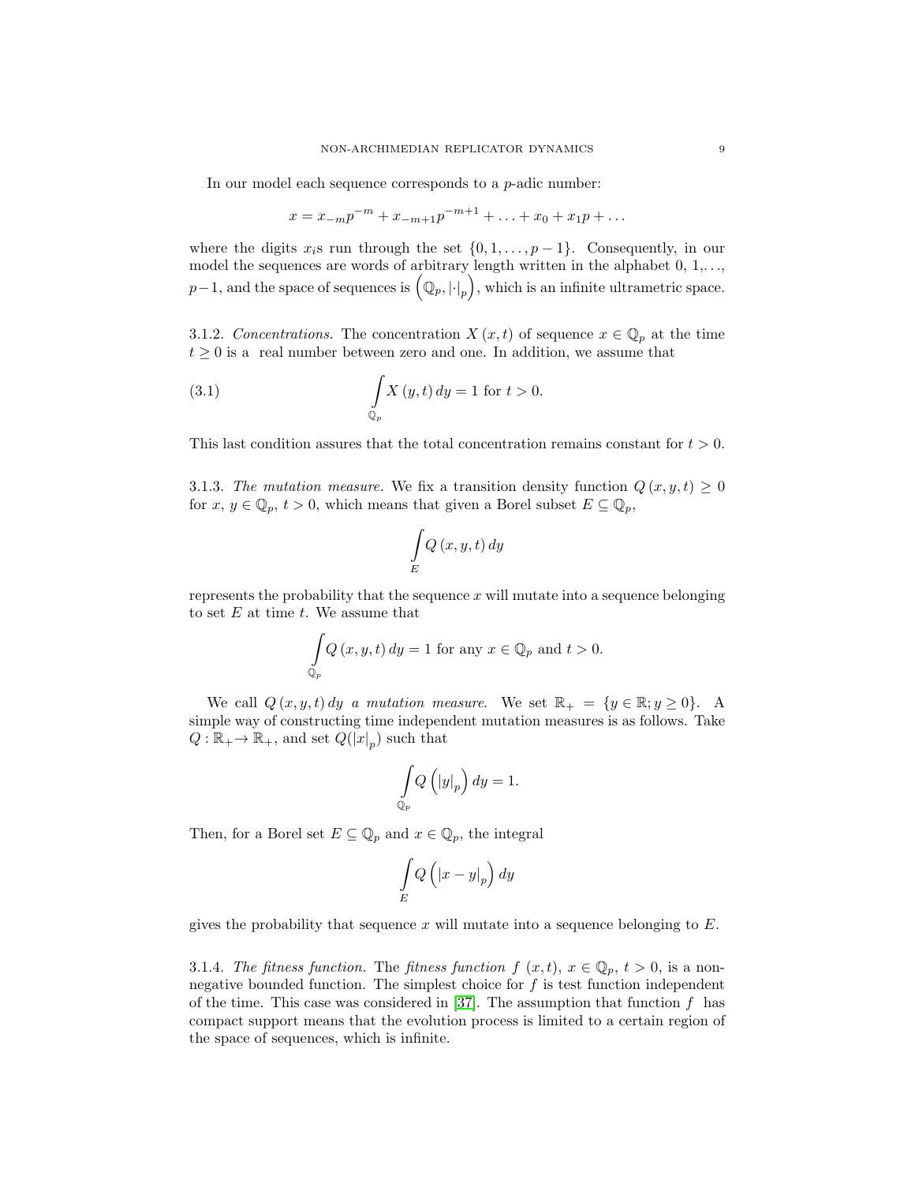In our model each sequence corresponds to a $p$-adic number:

$$x = x_{-m}p^{-m} + x_{-m+1}p^{-m+1} + \ldots + x_0 + x_1 p + \ldots$$

where the digits $x_i$s run through the set $\{0, 1, \ldots, p-1\}$. Consequently, in our model the sequences are words of arbitrary length written in the alphabet 0, 1,..., $p-1$, and the space of sequences is $\left(\mathbb{Q}_p, |\cdot|_p\right)$, which is an infinite ultrametric space.

3.1.2. *Concentrations.* The concentration $X(x,t)$ of sequence $x \in \mathbb{Q}_p$ at the time $t \geq 0$ is a real number between zero and one. In addition, we assume that

$$\int_{\mathbb{Q}_p} X(y,t)\, dy = 1 \text{ for } t > 0. \tag{3.1}$$

This last condition assures that the total concentration remains constant for $t > 0$.

3.1.3. *The mutation measure.* We fix a transition density function $Q(x,y,t) \geq 0$ for $x$, $y \in \mathbb{Q}_p$, $t > 0$, which means that given a Borel subset $E \subseteq \mathbb{Q}_p$,

$$\int_{E} Q(x,y,t)\, dy$$

represents the probability that the sequence $x$ will mutate into a sequence belonging to set $E$ at time $t$. We assume that

$$\int_{\mathbb{Q}_p} Q(x,y,t)\, dy = 1 \text{ for any } x \in \mathbb{Q}_p \text{ and } t > 0.$$

We call $Q(x,y,t)\, dy$ *a mutation measure.* We set $\mathbb{R}_+ = \{y \in \mathbb{R}; y \geq 0\}$. A simple way of constructing time independent mutation measures is as follows. Take $Q : \mathbb{R}_+ \to \mathbb{R}_+$, and set $Q(|x|_p)$ such that

$$\int_{\mathbb{Q}_p} Q\left(|y|_p\right) dy = 1.$$

Then, for a Borel set $E \subseteq \mathbb{Q}_p$ and $x \in \mathbb{Q}_p$, the integral

$$\int_{E} Q\left(|x-y|_p\right) dy$$

gives the probability that sequence $x$ will mutate into a sequence belonging to $E$.

3.1.4. *The fitness function.* The *fitness function* $f(x,t)$, $x \in \mathbb{Q}_p$, $t > 0$, is a non-negative bounded function. The simplest choice for $f$ is test function independent of the time. This case was considered in [37]. The assumption that function $f$ has compact support means that the evolution process is limited to a certain region of the space of sequences, which is infinite.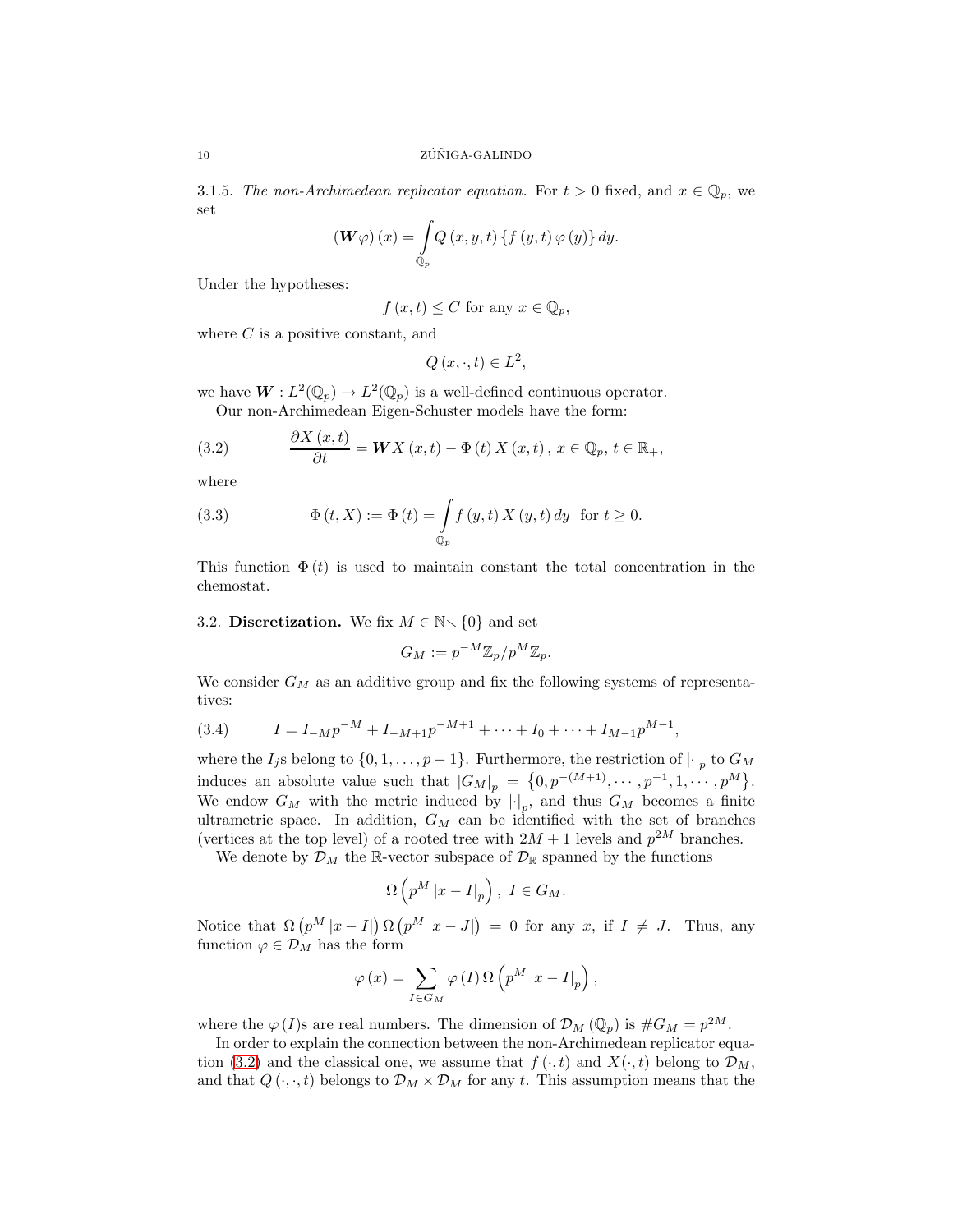3.1.5. *The non-Archimedean replicator equation.* For $t>0$ fixed, and $x\in\mathbb{Q}_p$, we set

$$\left(\boldsymbol{W}\varphi\right)(x)=\int_{\mathbb{Q}_p}Q\left(x,y,t\right)\left\{f\left(y,t\right)\varphi\left(y\right)\right\}dy.$$

Under the hypotheses:

$$f\left(x,t\right)\leq C\text{ for any }x\in\mathbb{Q}_p,$$

where $C$ is a positive constant, and

$$Q\left(x,\cdot,t\right)\in L^2,$$

we have $\boldsymbol{W}:L^2(\mathbb{Q}_p)\rightarrow L^2(\mathbb{Q}_p)$ is a well-defined continuous operator.

Our non-Archimedean Eigen-Schuster models have the form:

$$\frac{\partial X\left(x,t\right)}{\partial t}=\boldsymbol{W}X\left(x,t\right)-\Phi\left(t\right)X\left(x,t\right),\ x\in\mathbb{Q}_p,\ t\in\mathbb{R}_+,\tag{3.2}$$

where

$$\Phi\left(t,X\right):=\Phi\left(t\right)=\int_{\mathbb{Q}_p}f\left(y,t\right)X\left(y,t\right)dy\ \text{ for }t\geq0.\tag{3.3}$$

This function $\Phi\left(t\right)$ is used to maintain constant the total concentration in the chemostat.

3.2. **Discretization.** We fix $M\in\mathbb{N}\smallsetminus\{0\}$ and set

$$G_M:=p^{-M}\mathbb{Z}_p/p^M\mathbb{Z}_p.$$

We consider $G_M$ as an additive group and fix the following systems of representatives:

$$I=I_{-M}p^{-M}+I_{-M+1}p^{-M+1}+\cdots+I_0+\cdots+I_{M-1}p^{M-1},\tag{3.4}$$

where the $I_j$s belong to $\{0,1,\ldots,p-1\}$. Furthermore, the restriction of $|\cdot|_p$ to $G_M$ induces an absolute value such that $|G_M|_p=\left\{0,p^{-(M+1)},\cdots,p^{-1},1,\cdots,p^M\right\}$. We endow $G_M$ with the metric induced by $|\cdot|_p$, and thus $G_M$ becomes a finite ultrametric space. In addition, $G_M$ can be identified with the set of branches (vertices at the top level) of a rooted tree with $2M+1$ levels and $p^{2M}$ branches.

We denote by $\mathcal{D}_M$ the $\mathbb{R}$-vector subspace of $\mathcal{D}_{\mathbb{R}}$ spanned by the functions

$$\Omega\left(p^M\left|x-I\right|_p\right),\ I\in G_M.$$

Notice that $\Omega\left(p^M\left|x-I\right|\right)\Omega\left(p^M\left|x-J\right|\right)=0$ for any $x$, if $I\neq J$. Thus, any function $\varphi\in\mathcal{D}_M$ has the form

$$\varphi\left(x\right)=\sum_{I\in G_M}\varphi\left(I\right)\Omega\left(p^M\left|x-I\right|_p\right),$$

where the $\varphi\left(I\right)$s are real numbers. The dimension of $\mathcal{D}_M\left(\mathbb{Q}_p\right)$ is $\#G_M=p^{2M}$.

In order to explain the connection between the non-Archimedean replicator equation (3.2) and the classical one, we assume that $f\left(\cdot,t\right)$ and $X(\cdot,t)$ belong to $\mathcal{D}_M$, and that $Q\left(\cdot,\cdot,t\right)$ belongs to $\mathcal{D}_M\times\mathcal{D}_M$ for any $t$. This assumption means that the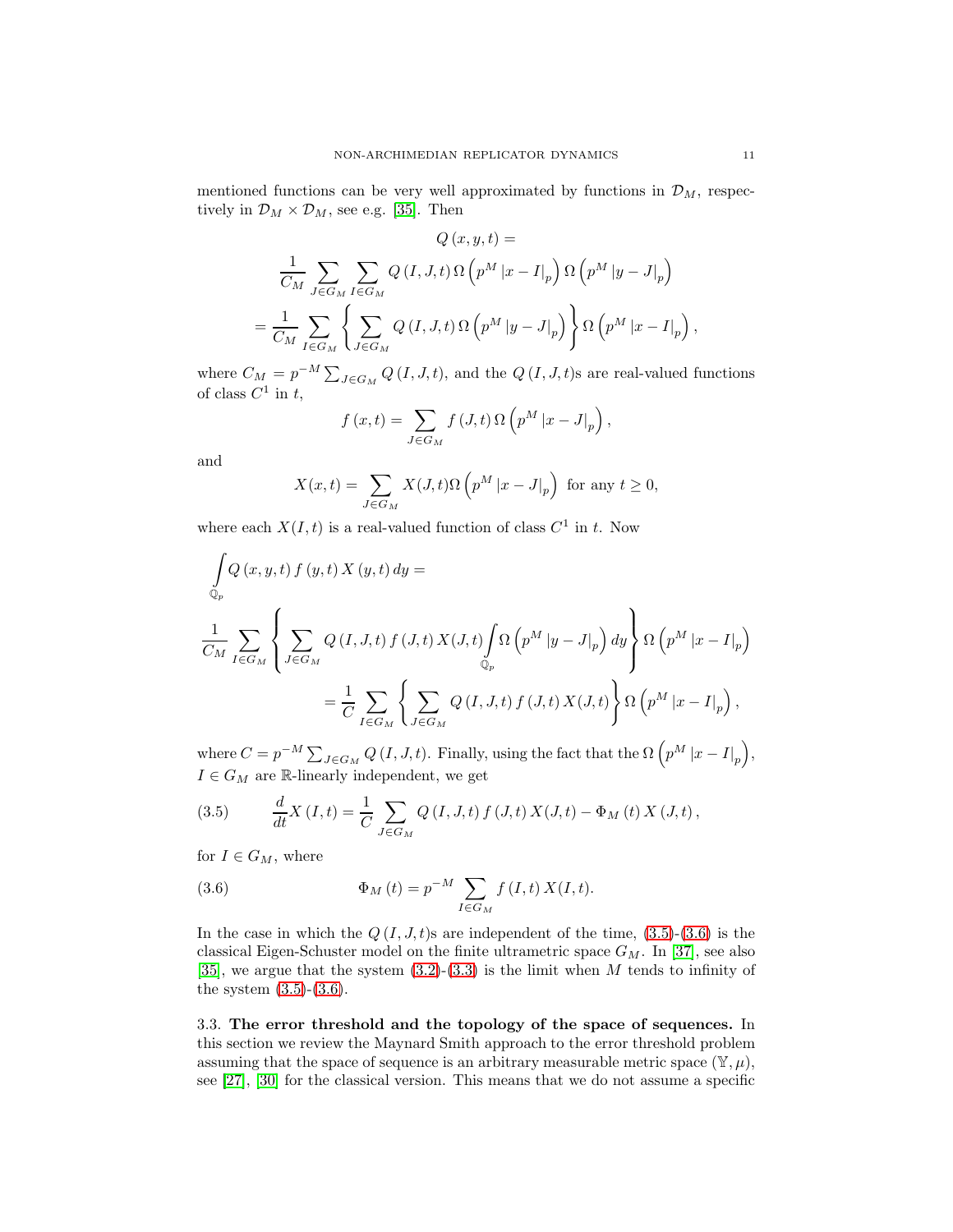mentioned functions can be very well approximated by functions in $\mathcal{D}_M$, respectively in $\mathcal{D}_M \times \mathcal{D}_M$, see e.g. [35]. Then

$$
\begin{aligned}
&Q(x,y,t) = \\
&\frac{1}{C_M} \sum_{J \in G_M} \sum_{I \in G_M} Q(I,J,t)\, \Omega\left(p^M |x-I|_p\right) \Omega\left(p^M |y-J|_p\right) \\
&= \frac{1}{C_M} \sum_{I \in G_M} \left\{ \sum_{J \in G_M} Q(I,J,t)\, \Omega\left(p^M |y-J|_p\right) \right\} \Omega\left(p^M |x-I|_p\right),
\end{aligned}
$$

where $C_M = p^{-M} \sum_{J \in G_M} Q(I,J,t)$, and the $Q(I,J,t)$s are real-valued functions of class $C^1$ in $t$,

$$
f(x,t) = \sum_{J \in G_M} f(J,t)\, \Omega\left(p^M |x-J|_p\right),
$$

and

$$
X(x,t) = \sum_{J \in G_M} X(J,t) \Omega\left(p^M |x-J|_p\right) \text{ for any } t \geq 0,
$$

where each $X(I,t)$ is a real-valued function of class $C^1$ in $t$. Now

$$
\begin{aligned}
&\int_{\mathbb{Q}_p} Q(x,y,t)\, f(y,t)\, X(y,t)\, dy = \\
&\frac{1}{C_M} \sum_{I \in G_M} \left\{ \sum_{J \in G_M} Q(I,J,t)\, f(J,t)\, X(J,t) \int_{\mathbb{Q}_p} \Omega\left(p^M |y-J|_p\right) dy \right\} \Omega\left(p^M |x-I|_p\right) \\
&= \frac{1}{C} \sum_{I \in G_M} \left\{ \sum_{J \in G_M} Q(I,J,t)\, f(J,t)\, X(J,t) \right\} \Omega\left(p^M |x-I|_p\right),
\end{aligned}
$$

where $C = p^{-M} \sum_{J \in G_M} Q(I,J,t)$. Finally, using the fact that the $\Omega\left(p^M |x-I|_p\right)$, $I \in G_M$ are $\mathbb{R}$-linearly independent, we get

$$
\frac{d}{dt} X(I,t) = \frac{1}{C} \sum_{J \in G_M} Q(I,J,t)\, f(J,t)\, X(J,t) - \Phi_M(t)\, X(J,t), \tag{3.5}
$$

for $I \in G_M$, where

$$
\Phi_M(t) = p^{-M} \sum_{I \in G_M} f(I,t)\, X(I,t). \tag{3.6}
$$

In the case in which the $Q(I,J,t)$s are independent of the time, (3.5)-(3.6) is the classical Eigen-Schuster model on the finite ultrametric space $G_M$. In [37], see also [35], we argue that the system (3.2)-(3.3) is the limit when $M$ tends to infinity of the system (3.5)-(3.6).

### 3.3. The error threshold and the topology of the space of sequences.

In this section we review the Maynard Smith approach to the error threshold problem assuming that the space of sequence is an arbitrary measurable metric space $(\mathbb{Y}, \mu)$, see [27], [30] for the classical version. This means that we do not assume a specific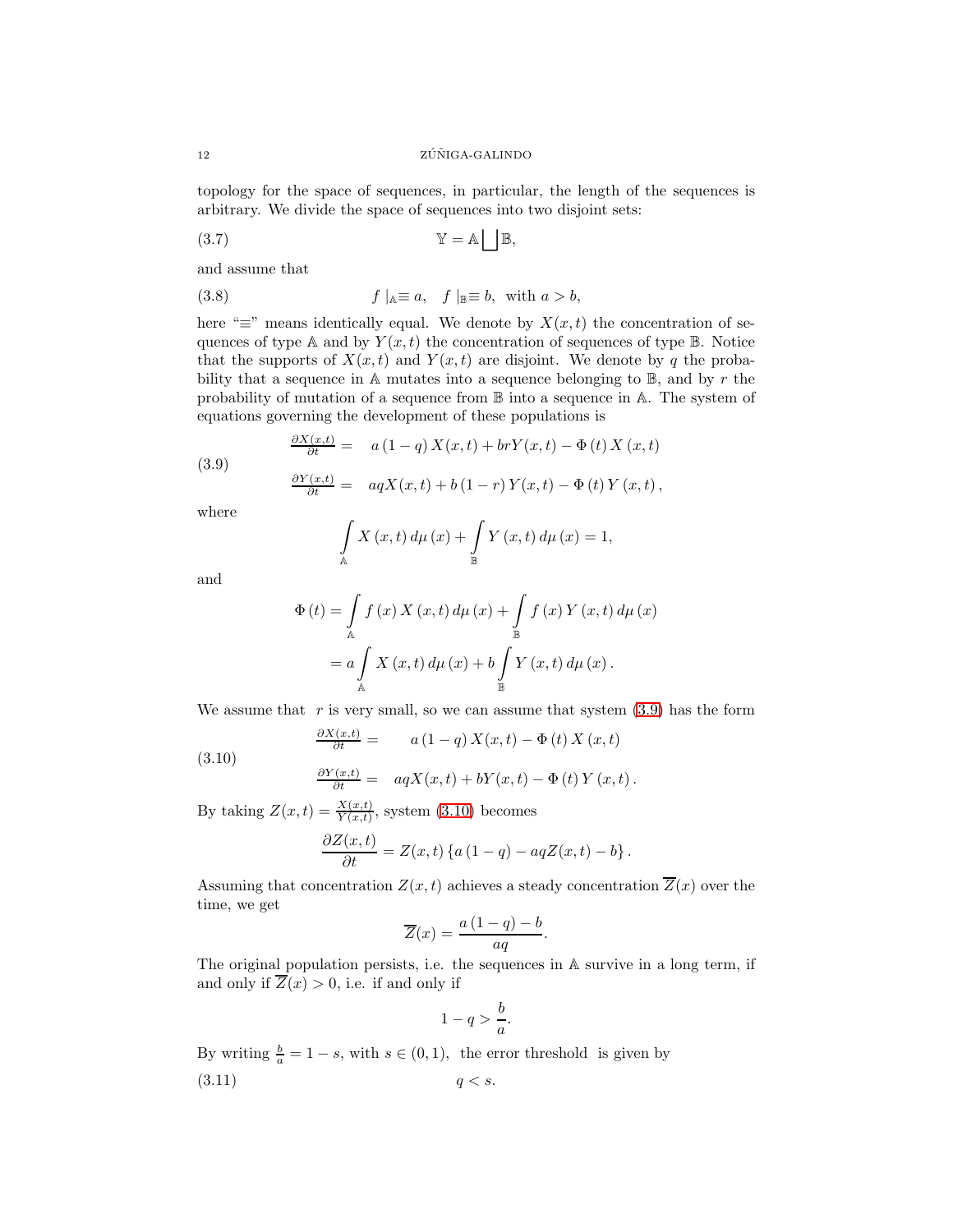topology for the space of sequences, in particular, the length of the sequences is arbitrary. We divide the space of sequences into two disjoint sets:

$$\mathbb{Y}=\mathbb{A}\bigsqcup\mathbb{B}, \tag{3.7}$$

and assume that

$$f\mid_{\mathbb{A}}\equiv a,\quad f\mid_{\mathbb{B}}\equiv b,\ \text{ with } a>b, \tag{3.8}$$

here "$\equiv$" means identically equal. We denote by $X(x,t)$ the concentration of sequences of type $\mathbb{A}$ and by $Y(x,t)$ the concentration of sequences of type $\mathbb{B}$. Notice that the supports of $X(x,t)$ and $Y(x,t)$ are disjoint. We denote by $q$ the probability that a sequence in $\mathbb{A}$ mutates into a sequence belonging to $\mathbb{B}$, and by $r$ the probability of mutation of a sequence from $\mathbb{B}$ into a sequence in $\mathbb{A}$. The system of equations governing the development of these populations is

$$\begin{aligned}\tfrac{\partial X(x,t)}{\partial t}&=\quad a\left(1-q\right)X(x,t)+brY(x,t)-\Phi\left(t\right)X\left(x,t\right)\\ \tfrac{\partial Y(x,t)}{\partial t}&=\quad aqX(x,t)+b\left(1-r\right)Y(x,t)-\Phi\left(t\right)Y\left(x,t\right),\end{aligned} \tag{3.9}$$

where

$$\int\limits_{\mathbb{A}}X\left(x,t\right)d\mu\left(x\right)+\int\limits_{\mathbb{B}}Y\left(x,t\right)d\mu\left(x\right)=1,$$

and

$$\begin{aligned}\Phi\left(t\right)&=\int\limits_{\mathbb{A}}f\left(x\right)X\left(x,t\right)d\mu\left(x\right)+\int\limits_{\mathbb{B}}f\left(x\right)Y\left(x,t\right)d\mu\left(x\right)\\&=a\int\limits_{\mathbb{A}}X\left(x,t\right)d\mu\left(x\right)+b\int\limits_{\mathbb{B}}Y\left(x,t\right)d\mu\left(x\right).\end{aligned}$$

We assume that $r$ is very small, so we can assume that system (3.9) has the form

$$\begin{aligned}\tfrac{\partial X(x,t)}{\partial t}&=\qquad a\left(1-q\right)X(x,t)-\Phi\left(t\right)X\left(x,t\right)\\ \tfrac{\partial Y(x,t)}{\partial t}&=\quad aqX(x,t)+bY(x,t)-\Phi\left(t\right)Y\left(x,t\right).\end{aligned} \tag{3.10}$$

By taking $Z(x,t)=\frac{X(x,t)}{Y(x,t)}$, system (3.10) becomes

$$\frac{\partial Z(x,t)}{\partial t}=Z(x,t)\left\{a\left(1-q\right)-aqZ(x,t)-b\right\}.$$

Assuming that concentration $Z(x,t)$ achieves a steady concentration $\overline{Z}(x)$ over the time, we get

$$\overline{Z}(x)=\frac{a\left(1-q\right)-b}{aq}.$$

The original population persists, i.e. the sequences in $\mathbb{A}$ survive in a long term, if and only if $\overline{Z}(x)>0$, i.e. if and only if

$$1-q>\frac{b}{a}.$$

By writing $\frac{b}{a}=1-s$, with $s\in(0,1)$, the error threshold is given by

$$q<s. \tag{3.11}$$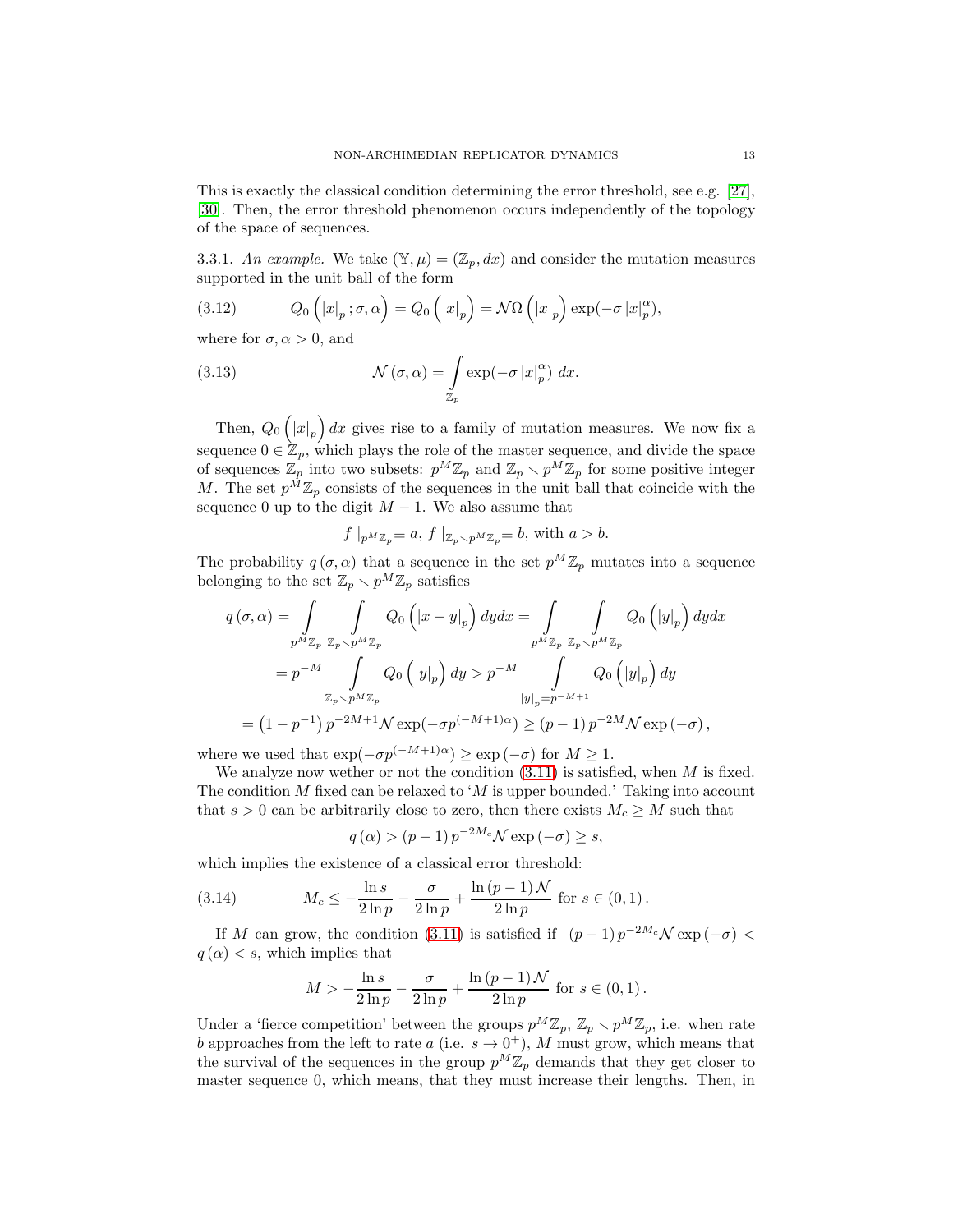This is exactly the classical condition determining the error threshold, see e.g. [27], [30]. Then, the error threshold phenomenon occurs independently of the topology of the space of sequences.

3.3.1. *An example.* We take $(\mathbb{Y},\mu) = (\mathbb{Z}_p, dx)$ and consider the mutation measures supported in the unit ball of the form

$$Q_0\left(|x|_p ; \sigma, \alpha\right) = Q_0\left(|x|_p\right) = \mathcal{N}\Omega\left(|x|_p\right)\exp(-\sigma |x|_p^{\alpha}), \tag{3.12}$$

where for $\sigma, \alpha > 0$, and

$$\mathcal{N}(\sigma,\alpha) = \int_{\mathbb{Z}_p} \exp(-\sigma |x|_p^{\alpha})\ dx. \tag{3.13}$$

Then, $Q_0\left(|x|_p\right) dx$ gives rise to a family of mutation measures. We now fix a sequence $0 \in \mathbb{Z}_p$, which plays the role of the master sequence, and divide the space of sequences $\mathbb{Z}_p$ into two subsets: $p^M\mathbb{Z}_p$ and $\mathbb{Z}_p \smallsetminus p^M\mathbb{Z}_p$ for some positive integer $M$. The set $p^M\mathbb{Z}_p$ consists of the sequences in the unit ball that coincide with the sequence 0 up to the digit $M-1$. We also assume that

$$f\mid_{p^M\mathbb{Z}_p} \equiv a,\ f\mid_{\mathbb{Z}_p \smallsetminus p^M\mathbb{Z}_p} \equiv b, \text{ with } a > b.$$

The probability $q(\sigma,\alpha)$ that a sequence in the set $p^M\mathbb{Z}_p$ mutates into a sequence belonging to the set $\mathbb{Z}_p \smallsetminus p^M\mathbb{Z}_p$ satisfies

$$\begin{aligned}
q(\sigma,\alpha) &= \int_{p^M\mathbb{Z}_p}\ \int_{\mathbb{Z}_p \smallsetminus p^M\mathbb{Z}_p} Q_0\left(|x-y|_p\right) dydx = \int_{p^M\mathbb{Z}_p}\ \int_{\mathbb{Z}_p \smallsetminus p^M\mathbb{Z}_p} Q_0\left(|y|_p\right) dydx \\
&= p^{-M} \int_{\mathbb{Z}_p \smallsetminus p^M\mathbb{Z}_p} Q_0\left(|y|_p\right) dy > p^{-M} \int_{|y|_p = p^{-M+1}} Q_0\left(|y|_p\right) dy \\
&= \left(1-p^{-1}\right) p^{-2M+1} \mathcal{N} \exp(-\sigma p^{(-M+1)\alpha}) \geq (p-1)\, p^{-2M} \mathcal{N} \exp\left(-\sigma\right),
\end{aligned}$$

where we used that $\exp(-\sigma p^{(-M+1)\alpha}) \geq \exp\left(-\sigma\right)$ for $M \geq 1$.

We analyze now wether or not the condition (3.11) is satisfied, when $M$ is fixed. The condition $M$ fixed can be relaxed to '$M$ is upper bounded.' Taking into account that $s > 0$ can be arbitrarily close to zero, then there exists $M_c \geq M$ such that

$$q\left(\alpha\right) > (p-1)\, p^{-2M_c} \mathcal{N} \exp\left(-\sigma\right) \geq s,$$

which implies the existence of a classical error threshold:

$$M_c \leq -\frac{\ln s}{2\ln p} - \frac{\sigma}{2\ln p} + \frac{\ln (p-1)\mathcal{N}}{2\ln p} \text{ for } s \in (0,1)\,. \tag{3.14}$$

If $M$ can grow, the condition (3.11) is satisfied if $(p-1)\, p^{-2M_c} \mathcal{N} \exp\left(-\sigma\right) < q\left(\alpha\right) < s$, which implies that

$$M > -\frac{\ln s}{2\ln p} - \frac{\sigma}{2\ln p} + \frac{\ln (p-1)\mathcal{N}}{2\ln p} \text{ for } s \in (0,1)\,.$$

Under a 'fierce competition' between the groups $p^M\mathbb{Z}_p$, $\mathbb{Z}_p \smallsetminus p^M\mathbb{Z}_p$, i.e. when rate $b$ approaches from the left to rate $a$ (i.e. $s \to 0^+$), $M$ must grow, which means that the survival of the sequences in the group $p^M\mathbb{Z}_p$ demands that they get closer to master sequence 0, which means, that they must increase their lengths. Then, in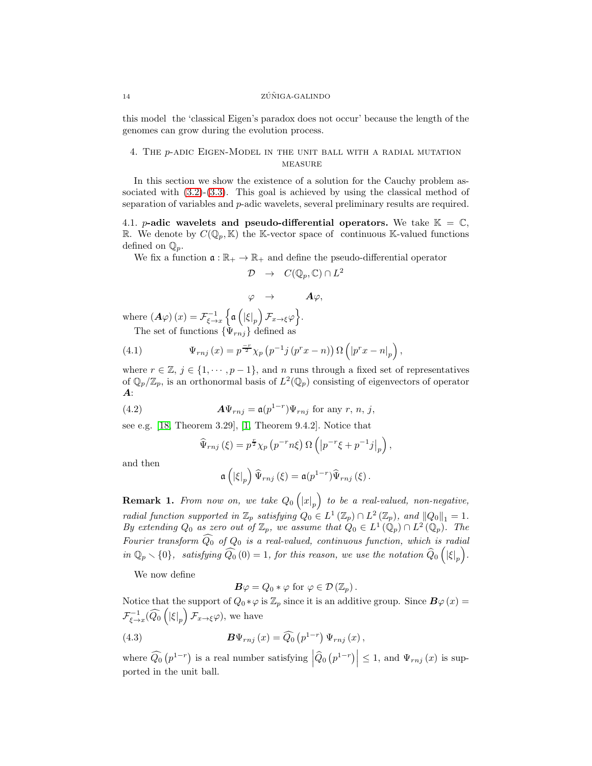this model the 'classical Eigen's paradox does not occur' because the length of the genomes can grow during the evolution process.

## 4. The $p$-adic Eigen-Model in the unit ball with a radial mutation measure

In this section we show the existence of a solution for the Cauchy problem associated with (3.2)-(3.3). This goal is achieved by using the classical method of separation of variables and $p$-adic wavelets, several preliminary results are required.

**4.1. $p$-adic wavelets and pseudo-differential operators.** We take $\mathbb{K} = \mathbb{C}$, $\mathbb{R}$. We denote by $C(\mathbb{Q}_p, \mathbb{K})$ the $\mathbb{K}$-vector space of continuous $\mathbb{K}$-valued functions defined on $\mathbb{Q}_p$.

We fix a function $\mathfrak{a} : \mathbb{R}_+ \rightarrow \mathbb{R}_+$ and define the pseudo-differential operator

$$
\begin{array}{ccc}
\mathcal{D} & \rightarrow & C(\mathbb{Q}_p, \mathbb{C}) \cap L^2 \\
\\
\varphi & \rightarrow & \boldsymbol{A}\varphi,
\end{array}
$$

where $\left(\boldsymbol{A}\varphi\right)(x) = \mathcal{F}^{-1}_{\xi \rightarrow x}\left\{\mathfrak{a}\left(\left|\xi\right|_p\right)\mathcal{F}_{x\rightarrow\xi}\varphi\right\}$.

The set of functions $\{\Psi_{rnj}\}$ defined as

$$
\Psi_{rnj}(x) = p^{\frac{-r}{2}}\chi_p\left(p^{-1}j\left(p^r x - n\right)\right)\Omega\left(\left|p^r x - n\right|_p\right), \tag{4.1}
$$

where $r \in \mathbb{Z}$, $j \in \{1, \cdots, p-1\}$, and $n$ runs through a fixed set of representatives of $\mathbb{Q}_p/\mathbb{Z}_p$, is an orthonormal basis of $L^2(\mathbb{Q}_p)$ consisting of eigenvectors of operator $\boldsymbol{A}$:

$$
\boldsymbol{A}\Psi_{rnj} = \mathfrak{a}(p^{1-r})\Psi_{rnj} \text{ for any } r,\, n,\, j, \tag{4.2}
$$

see e.g. [18, Theorem 3.29], [1, Theorem 9.4.2]. Notice that

$$
\widehat{\Psi}_{rnj}(\xi) = p^{\frac{r}{2}}\chi_p\left(p^{-r}n\xi\right)\Omega\left(\left|p^{-r}\xi + p^{-1}j\right|_p\right),
$$

and then

$$
\mathfrak{a}\left(\left|\xi\right|_p\right)\widehat{\Psi}_{rnj}(\xi) = \mathfrak{a}(p^{1-r})\widehat{\Psi}_{rnj}(\xi).
$$

**Remark 1.** *From now on, we take $Q_0\left(\left|x\right|_p\right)$ to be a real-valued, non-negative, radial function supported in $\mathbb{Z}_p$ satisfying $Q_0 \in L^1(\mathbb{Z}_p) \cap L^2(\mathbb{Z}_p)$, and $\left\|Q_0\right\|_1 = 1$. By extending $Q_0$ as zero out of $\mathbb{Z}_p$, we assume that $Q_0 \in L^1(\mathbb{Q}_p) \cap L^2(\mathbb{Q}_p)$. The Fourier transform $\widehat{Q_0}$ of $Q_0$ is a real-valued, continuous function, which is radial in $\mathbb{Q}_p \smallsetminus \{0\}$, satisfying $\widehat{Q_0}(0) = 1$, for this reason, we use the notation $\widehat{Q}_0\left(\left|\xi\right|_p\right)$.*

We now define

$$
\boldsymbol{B}\varphi = Q_0 * \varphi \text{ for } \varphi \in \mathcal{D}(\mathbb{Z}_p).
$$

Notice that the support of $Q_0 * \varphi$ is $\mathbb{Z}_p$ since it is an additive group. Since $\boldsymbol{B}\varphi(x) = \mathcal{F}^{-1}_{\xi\rightarrow x}(\widehat{Q_0}\left(\left|\xi\right|_p\right)\mathcal{F}_{x\rightarrow\xi}\varphi)$, we have

$$
\boldsymbol{B}\Psi_{rnj}(x) = \widehat{Q_0}\left(p^{1-r}\right)\Psi_{rnj}(x), \tag{4.3}
$$

where $\widehat{Q_0}\left(p^{1-r}\right)$ is a real number satisfying $\left|\widehat{Q}_0\left(p^{1-r}\right)\right| \leq 1$, and $\Psi_{rnj}(x)$ is supported in the unit ball.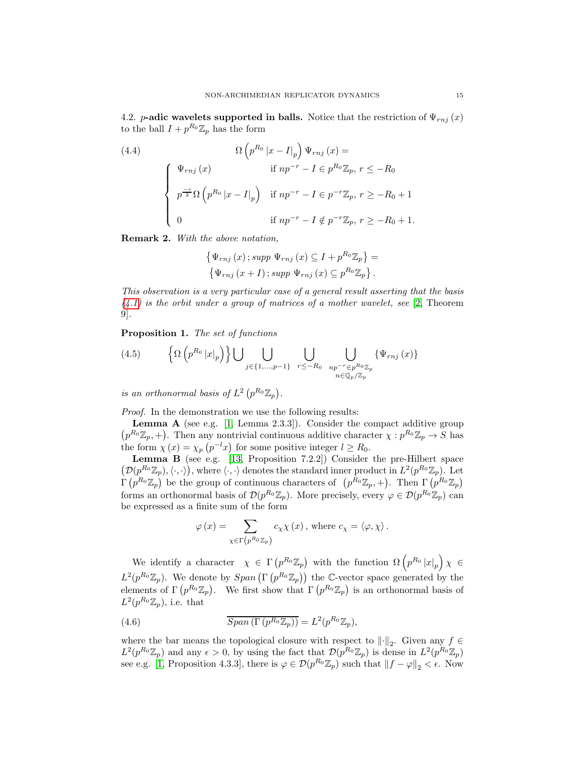4.2. **$p$-adic wavelets supported in balls.** Notice that the restriction of $\Psi_{rnj}(x)$ to the ball $I+p^{R_0}\mathbb{Z}_p$ has the form

$$
\Omega\left(p^{R_0}|x-I|_p\right)\Psi_{rnj}(x)= \tag{4.4}
$$

$$
\begin{cases}
\Psi_{rnj}(x) & \text{if } np^{-r}-I\in p^{R_0}\mathbb{Z}_p,\ r\leq -R_0\\[2ex]
p^{\frac{-r}{2}}\Omega\left(p^{R_0}|x-I|_p\right) & \text{if } np^{-r}-I\in p^{-r}\mathbb{Z}_p,\ r\geq -R_0+1\\[2ex]
0 & \text{if } np^{-r}-I\notin p^{-r}\mathbb{Z}_p,\ r\geq -R_0+1.
\end{cases}
$$

**Remark 2.** *With the above notation,*

$$
\left\{\Psi_{rnj}(x)\,;\,supp\ \Psi_{rnj}(x)\subseteq I+p^{R_0}\mathbb{Z}_p\right\}=
$$

$$
\left\{\Psi_{rnj}(x+I)\,;\,supp\ \Psi_{rnj}(x)\subseteq p^{R_0}\mathbb{Z}_p\right\}.
$$

*This observation is a very particular case of a general result asserting that the basis (4.1) is the orbit under a group of matrices of a mother wavelet, see* [2, Theorem 9].

**Proposition 1.** *The set of functions*

$$
\left\{\Omega\left(p^{R_0}|x|_p\right)\right\}\bigcup\bigcup_{j\in\{1,\ldots,p-1\}}\ \bigcup_{r\leq -R_0}\ \bigcup_{\substack{np^{-r}\in p^{R_0}\mathbb{Z}_p\\ n\in\mathbb{Q}_p/\mathbb{Z}_p}}\left\{\Psi_{rnj}(x)\right\} \tag{4.5}
$$

*is an orthonormal basis of $L^2\left(p^{R_0}\mathbb{Z}_p\right)$.*

*Proof.* In the demonstration we use the following results:

**Lemma A** (see e.g. [1, Lemma 2.3.3]). Consider the compact additive group $\left(p^{R_0}\mathbb{Z}_p,+\right)$. Then any nontrivial continuous additive character $\chi:p^{R_0}\mathbb{Z}_p\to S$ has the form $\chi(x)=\chi_p\left(p^{-l}x\right)$ for some positive integer $l\geq R_0$.

**Lemma B** (see e.g. [13, Proposition 7.2.2]) Consider the pre-Hilbert space $\left(\mathcal{D}(p^{R_0}\mathbb{Z}_p),\langle\cdot,\cdot\rangle\right)$, where $\langle\cdot,\cdot\rangle$ denotes the standard inner product in $L^2(p^{R_0}\mathbb{Z}_p)$. Let $\Gamma\left(p^{R_0}\mathbb{Z}_p\right)$ be the group of continuous characters of $\left(p^{R_0}\mathbb{Z}_p,+\right)$. Then $\Gamma\left(p^{R_0}\mathbb{Z}_p\right)$ forms an orthonormal basis of $\mathcal{D}(p^{R_0}\mathbb{Z}_p)$. More precisely, every $\varphi\in\mathcal{D}(p^{R_0}\mathbb{Z}_p)$ can be expressed as a finite sum of the form

$$
\varphi(x)=\sum_{\chi\in\Gamma\left(p^{R_0}\mathbb{Z}_p\right)}c_\chi\chi(x)\text{, where } c_\chi=\langle\varphi,\chi\rangle.
$$

We identify a character $\chi\in\Gamma\left(p^{R_0}\mathbb{Z}_p\right)$ with the function $\Omega\left(p^{R_0}|x|_p\right)\chi\in L^2(p^{R_0}\mathbb{Z}_p)$. We denote by $Span\left(\Gamma\left(p^{R_0}\mathbb{Z}_p\right)\right)$ the $\mathbb{C}$-vector space generated by the elements of $\Gamma\left(p^{R_0}\mathbb{Z}_p\right)$. We first show that $\Gamma\left(p^{R_0}\mathbb{Z}_p\right)$ is an orthonormal basis of $L^2(p^{R_0}\mathbb{Z}_p)$, i.e. that

$$
\overline{Span\left(\Gamma\left(p^{R_0}\mathbb{Z}_p\right)\right)}=L^2(p^{R_0}\mathbb{Z}_p), \tag{4.6}
$$

where the bar means the topological closure with respect to $\|\cdot\|_2$. Given any $f\in L^2(p^{R_0}\mathbb{Z}_p)$ and any $\epsilon>0$, by using the fact that $\mathcal{D}(p^{R_0}\mathbb{Z}_p)$ is dense in $L^2(p^{R_0}\mathbb{Z}_p)$ see e.g. [1, Proposition 4.3.3], there is $\varphi\in\mathcal{D}(p^{R_0}\mathbb{Z}_p)$ such that $\|f-\varphi\|_2<\epsilon$. Now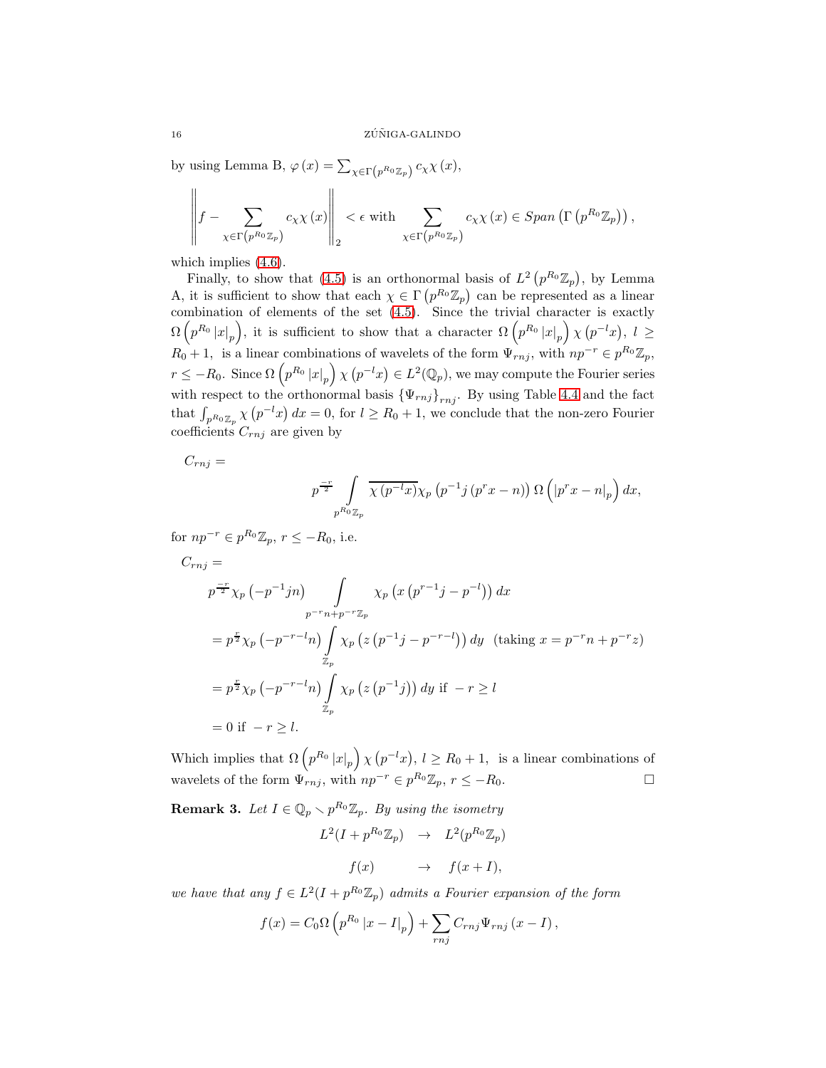by using Lemma B, $\varphi(x) = \sum_{\chi \in \Gamma\left(p^{R_0}\mathbb{Z}_p\right)} c_\chi \chi(x)$,

$$\left\| f - \sum_{\chi \in \Gamma\left(p^{R_0}\mathbb{Z}_p\right)} c_\chi \chi(x) \right\|_2 < \epsilon \text{ with } \sum_{\chi \in \Gamma\left(p^{R_0}\mathbb{Z}_p\right)} c_\chi \chi(x) \in Span\left(\Gamma\left(p^{R_0}\mathbb{Z}_p\right)\right),$$

which implies (4.6).

Finally, to show that (4.5) is an orthonormal basis of $L^2\left(p^{R_0}\mathbb{Z}_p\right)$, by Lemma A, it is sufficient to show that each $\chi \in \Gamma\left(p^{R_0}\mathbb{Z}_p\right)$ can be represented as a linear combination of elements of the set (4.5). Since the trivial character is exactly $\Omega\left(p^{R_0}|x|_p\right)$, it is sufficient to show that a character $\Omega\left(p^{R_0}|x|_p\right)\chi\left(p^{-l}x\right)$, $l \geq R_0 + 1$, is a linear combinations of wavelets of the form $\Psi_{rnj}$, with $np^{-r} \in p^{R_0}\mathbb{Z}_p$, $r \leq -R_0$. Since $\Omega\left(p^{R_0}|x|_p\right)\chi\left(p^{-l}x\right) \in L^2(\mathbb{Q}_p)$, we may compute the Fourier series with respect to the orthonormal basis $\{\Psi_{rnj}\}_{rnj}$. By using Table 4.4 and the fact that $\int_{p^{R_0}\mathbb{Z}_p} \chi\left(p^{-l}x\right) dx = 0$, for $l \geq R_0 + 1$, we conclude that the non-zero Fourier coefficients $C_{rnj}$ are given by

$$C_{rnj} = p^{\frac{-r}{2}} \int_{p^{R_0}\mathbb{Z}_p} \overline{\chi\left(p^{-l}x\right)} \chi_p\left(p^{-1}j\left(p^r x - n\right)\right) \Omega\left(|p^r x - n|_p\right) dx,$$

for $np^{-r} \in p^{R_0}\mathbb{Z}_p$, $r \leq -R_0$, i.e.

$$\begin{aligned}
C_{rnj} &= \\
&p^{\frac{-r}{2}} \chi_p\left(-p^{-1}jn\right) \int_{p^{-r}n + p^{-r}\mathbb{Z}_p} \chi_p\left(x\left(p^{r-1}j - p^{-l}\right)\right) dx \\
&= p^{\frac{r}{2}} \chi_p\left(-p^{-r-l}n\right) \int_{\mathbb{Z}_p} \chi_p\left(z\left(p^{-1}j - p^{-r-l}\right)\right) dy \quad (\text{taking } x = p^{-r}n + p^{-r}z) \\
&= p^{\frac{r}{2}} \chi_p\left(-p^{-r-l}n\right) \int_{\mathbb{Z}_p} \chi_p\left(z\left(p^{-1}j\right)\right) dy \text{ if } -r \geq l \\
&= 0 \text{ if } -r \geq l.
\end{aligned}$$

Which implies that $\Omega\left(p^{R_0}|x|_p\right)\chi\left(p^{-l}x\right)$, $l \geq R_0 + 1$, is a linear combinations of wavelets of the form $\Psi_{rnj}$, with $np^{-r} \in p^{R_0}\mathbb{Z}_p$, $r \leq -R_0$. $\square$

**Remark 3.** *Let $I \in \mathbb{Q}_p \smallsetminus p^{R_0}\mathbb{Z}_p$. By using the isometry*

$$\begin{aligned}
L^2(I + p^{R_0}\mathbb{Z}_p) &\rightarrow L^2(p^{R_0}\mathbb{Z}_p) \\
f(x) &\rightarrow f(x + I),
\end{aligned}$$

*we have that any $f \in L^2(I + p^{R_0}\mathbb{Z}_p)$ admits a Fourier expansion of the form*

$$f(x) = C_0 \Omega\left(p^{R_0}|x - I|_p\right) + \sum_{rnj} C_{rnj} \Psi_{rnj}(x - I),$$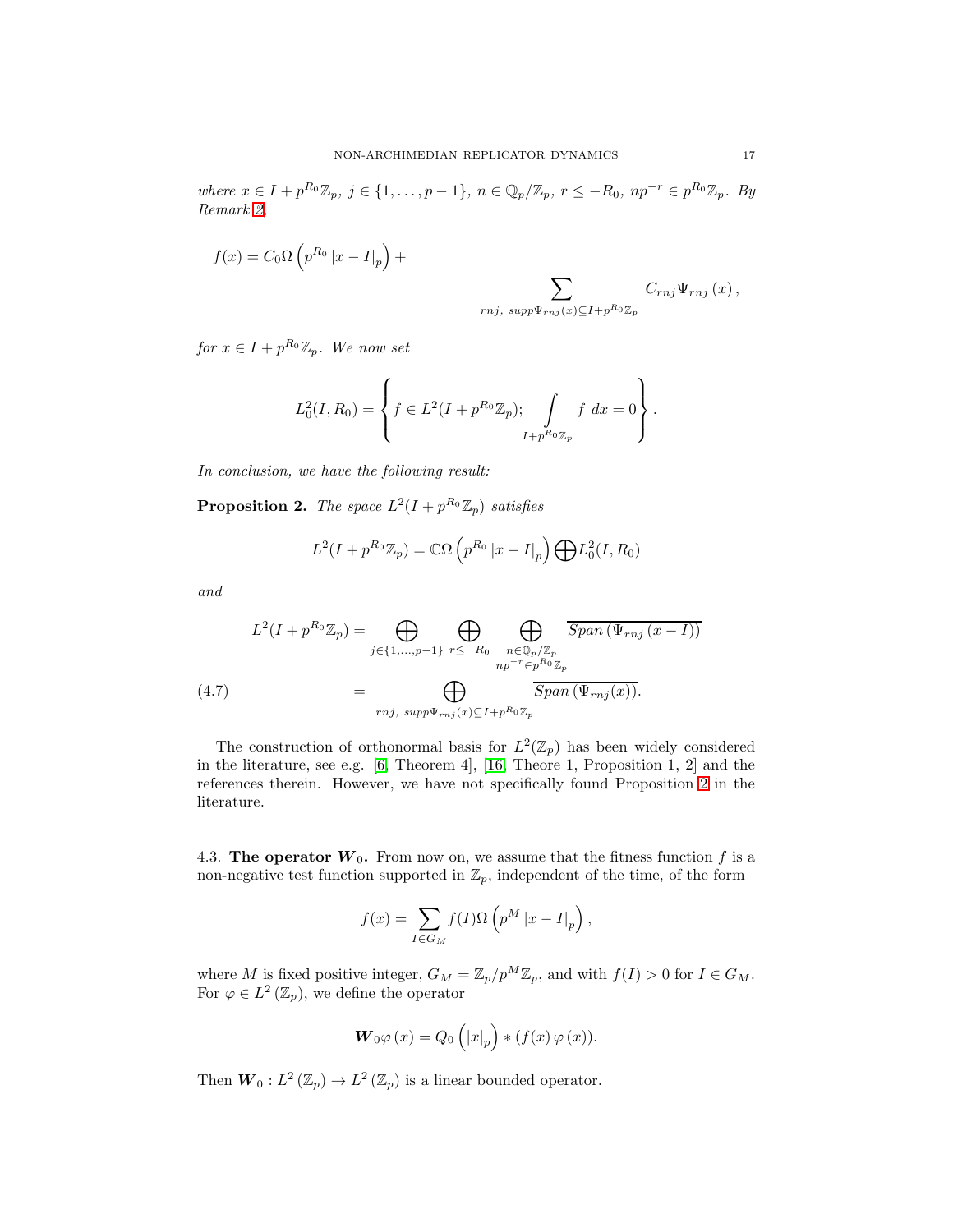*where* $x \in I + p^{R_0}\mathbb{Z}_p$, $j \in \{1, \ldots, p-1\}$, $n \in \mathbb{Q}_p/\mathbb{Z}_p$, $r \leq -R_0$, $np^{-r} \in p^{R_0}\mathbb{Z}_p$. *By Remark 2,*

$$f(x) = C_0 \Omega\left(p^{R_0}|x - I|_p\right) + \sum_{rnj,\ supp\Psi_{rnj}(x) \subseteq I + p^{R_0}\mathbb{Z}_p} C_{rnj}\Psi_{rnj}(x),$$

*for* $x \in I + p^{R_0}\mathbb{Z}_p$. *We now set*

$$L_0^2(I, R_0) = \left\{ f \in L^2(I + p^{R_0}\mathbb{Z}_p);\ \int\limits_{I + p^{R_0}\mathbb{Z}_p} f \, dx = 0 \right\}.$$

*In conclusion, we have the following result:*

**Proposition 2.** *The space* $L^2(I + p^{R_0}\mathbb{Z}_p)$ *satisfies*

$$L^2(I + p^{R_0}\mathbb{Z}_p) = \mathbb{C}\Omega\left(p^{R_0}|x - I|_p\right) \bigoplus L_0^2(I, R_0)$$

*and*

$$\begin{aligned} L^2(I + p^{R_0}\mathbb{Z}_p) &= \bigoplus_{j \in \{1,\ldots,p-1\}} \bigoplus_{r \leq -R_0} \bigoplus_{\substack{n \in \mathbb{Q}_p/\mathbb{Z}_p \\ np^{-r} \in p^{R_0}\mathbb{Z}_p}} \overline{Span\left(\Psi_{rnj}(x - I)\right)} \\ &= \bigoplus_{rnj,\ supp\Psi_{rnj}(x) \subseteq I + p^{R_0}\mathbb{Z}_p} \overline{Span\left(\Psi_{rnj}(x)\right)}. \end{aligned} \tag{4.7}$$

The construction of orthonormal basis for $L^2(\mathbb{Z}_p)$ has been widely considered in the literature, see e.g. [6, Theorem 4], [16, Theore 1, Proposition 1, 2] and the references therein. However, we have not specifically found Proposition 2 in the literature.

### 4.3. The operator $\boldsymbol{W}_0$.

From now on, we assume that the fitness function $f$ is a non-negative test function supported in $\mathbb{Z}_p$, independent of the time, of the form

$$f(x) = \sum_{I \in G_M} f(I)\Omega\left(p^M|x - I|_p\right),$$

where $M$ is fixed positive integer, $G_M = \mathbb{Z}_p/p^M\mathbb{Z}_p$, and with $f(I) > 0$ for $I \in G_M$. For $\varphi \in L^2(\mathbb{Z}_p)$, we define the operator

$$\boldsymbol{W}_0\varphi(x) = Q_0\left(|x|_p\right) * (f(x)\varphi(x)).$$

Then $\boldsymbol{W}_0 : L^2(\mathbb{Z}_p) \to L^2(\mathbb{Z}_p)$ is a linear bounded operator.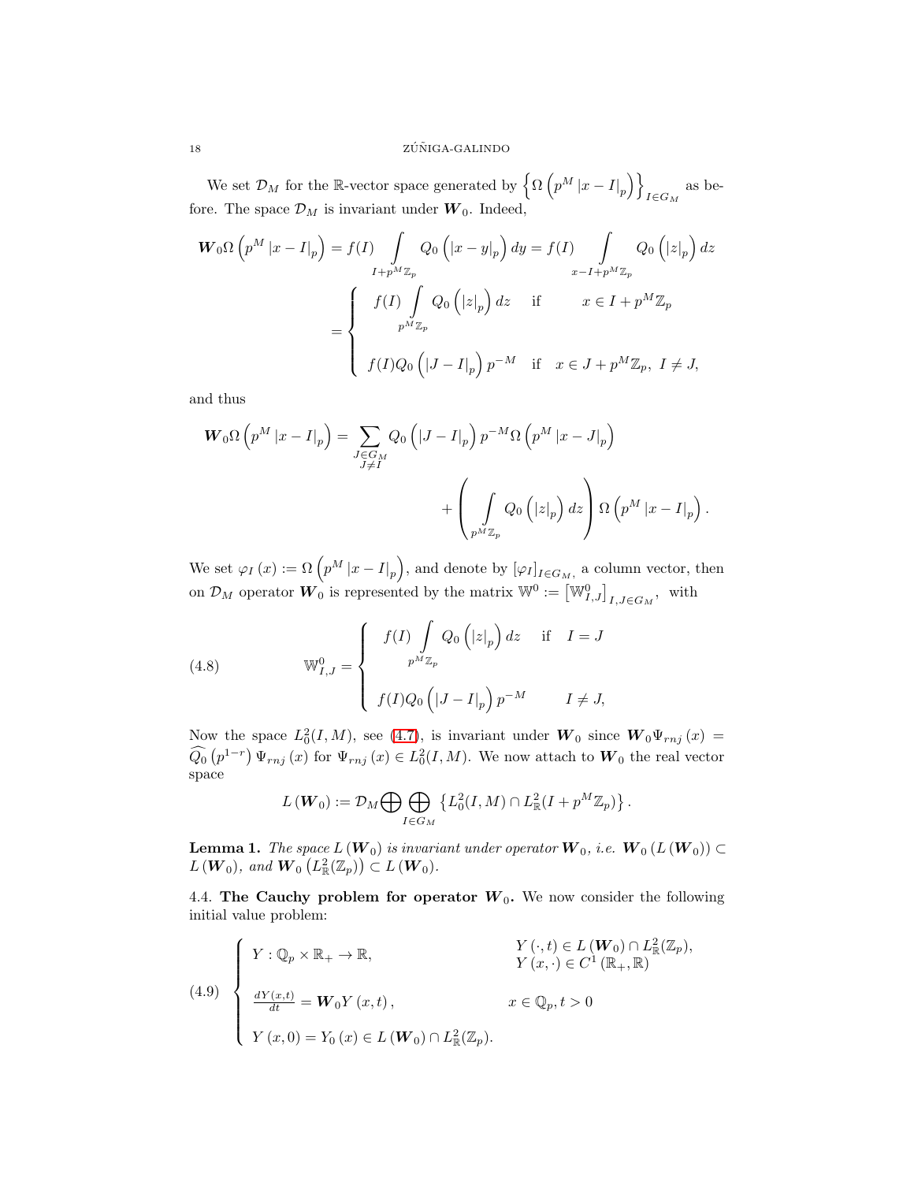We set $\mathcal{D}_M$ for the $\mathbb{R}$-vector space generated by $\left\{\Omega\left(p^M\left|x-I\right|_p\right)\right\}_{I\in G_M}$ as before. The space $\mathcal{D}_M$ is invariant under $\boldsymbol{W}_0$. Indeed,

$$
\begin{aligned}
\boldsymbol{W}_0\Omega\left(p^M\left|x-I\right|_p\right) &= f(I)\int\limits_{I+p^M\mathbb{Z}_p} Q_0\left(\left|x-y\right|_p\right)dy = f(I)\int\limits_{x-I+p^M\mathbb{Z}_p} Q_0\left(\left|z\right|_p\right)dz \\
&= \begin{cases} f(I)\displaystyle\int\limits_{p^M\mathbb{Z}_p} Q_0\left(\left|z\right|_p\right)dz & \text{if} \qquad x\in I+p^M\mathbb{Z}_p \\ \\ f(I)Q_0\left(\left|J-I\right|_p\right)p^{-M} & \text{if} \quad x\in J+p^M\mathbb{Z}_p,\ I\neq J, \end{cases}
\end{aligned}
$$

and thus

$$
\begin{aligned}
\boldsymbol{W}_0\Omega\left(p^M\left|x-I\right|_p\right) &= \sum_{\substack{J\in G_M\\ J\neq I}} Q_0\left(\left|J-I\right|_p\right)p^{-M}\Omega\left(p^M\left|x-J\right|_p\right) \\
&\qquad + \left(\int\limits_{p^M\mathbb{Z}_p} Q_0\left(\left|z\right|_p\right)dz\right)\Omega\left(p^M\left|x-I\right|_p\right).
\end{aligned}
$$

We set $\varphi_I\left(x\right) := \Omega\left(p^M\left|x-I\right|_p\right)$, and denote by $\left[\varphi_I\right]_{I\in G_M}$ a column vector, then on $\mathcal{D}_M$ operator $\boldsymbol{W}_0$ is represented by the matrix $\mathbb{W}^0 := \left[\mathbb{W}^0_{I,J}\right]_{I,J\in G_M}$, with

$$
\mathbb{W}^0_{I,J} = \begin{cases} f(I)\displaystyle\int\limits_{p^M\mathbb{Z}_p} Q_0\left(\left|z\right|_p\right)dz & \text{if} \quad I=J \\ \\ f(I)Q_0\left(\left|J-I\right|_p\right)p^{-M} & \qquad I\neq J, \end{cases} \tag{4.8}
$$

Now the space $L^2_0(I,M)$, see (4.7), is invariant under $\boldsymbol{W}_0$ since $\boldsymbol{W}_0\Psi_{rnj}\left(x\right) = \widehat{Q_0}\left(p^{1-r}\right)\Psi_{rnj}\left(x\right)$ for $\Psi_{rnj}\left(x\right)\in L^2_0(I,M)$. We now attach to $\boldsymbol{W}_0$ the real vector space

$$
L\left(\boldsymbol{W}_0\right) := \mathcal{D}_M\bigoplus\bigoplus_{I\in G_M}\left\{L^2_0(I,M)\cap L^2_{\mathbb{R}}(I+p^M\mathbb{Z}_p)\right\}.
$$

**Lemma 1.** *The space $L\left(\boldsymbol{W}_0\right)$ is invariant under operator $\boldsymbol{W}_0$, i.e. $\boldsymbol{W}_0\left(L\left(\boldsymbol{W}_0\right)\right)\subset L\left(\boldsymbol{W}_0\right)$, and $\boldsymbol{W}_0\left(L^2_{\mathbb{R}}(\mathbb{Z}_p)\right)\subset L\left(\boldsymbol{W}_0\right)$.*

4.4. **The Cauchy problem for operator $\boldsymbol{W}_0$.** We now consider the following initial value problem:

$$
\begin{cases} Y:\mathbb{Q}_p\times\mathbb{R}_+\rightarrow\mathbb{R}, & \begin{array}{l} Y\left(\cdot,t\right)\in L\left(\boldsymbol{W}_0\right)\cap L^2_{\mathbb{R}}(\mathbb{Z}_p), \\ Y\left(x,\cdot\right)\in C^1\left(\mathbb{R}_+,\mathbb{R}\right) \end{array} \\ \\ \frac{dY(x,t)}{dt} = \boldsymbol{W}_0Y\left(x,t\right), & x\in\mathbb{Q}_p, t>0 \\ \\ Y\left(x,0\right) = Y_0\left(x\right)\in L\left(\boldsymbol{W}_0\right)\cap L^2_{\mathbb{R}}(\mathbb{Z}_p). & \end{cases} \tag{4.9}
$$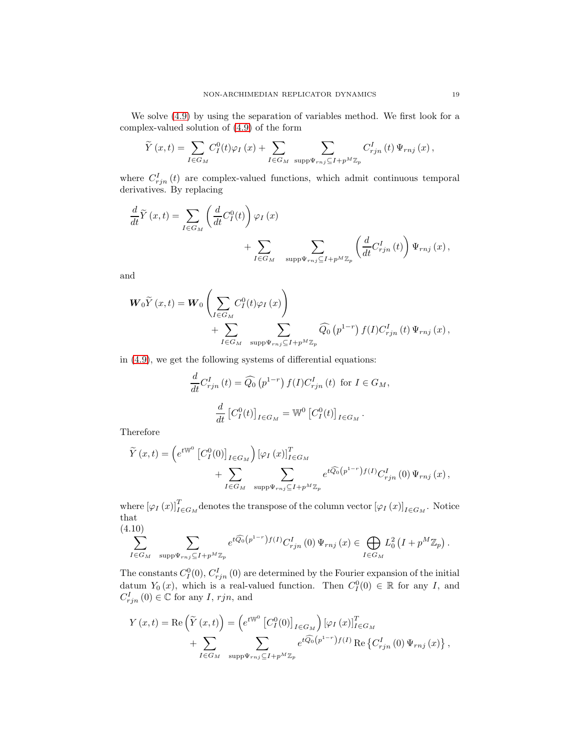We solve (4.9) by using the separation of variables method. We first look for a complex-valued solution of (4.9) of the form

$$\widetilde{Y}\left(x,t\right)=\sum_{I\in G_{M}}C_{I}^{0}(t)\varphi_{I}\left(x\right)+\sum_{I\in G_{M}}\sum_{\mathrm{supp}\Psi_{rnj}\subseteq I+p^{M}\mathbb{Z}_{p}}C_{rjn}^{I}\left(t\right)\Psi_{rnj}\left(x\right),$$

where $C_{rjn}^{I}\left(t\right)$ are complex-valued functions, which admit continuous temporal derivatives. By replacing

$$\frac{d}{dt}\widetilde{Y}\left(x,t\right)=\sum_{I\in G_{M}}\left(\frac{d}{dt}C_{I}^{0}(t)\right)\varphi_{I}\left(x\right)+\sum_{I\in G_{M}}\sum_{\mathrm{supp}\Psi_{rnj}\subseteq I+p^{M}\mathbb{Z}_{p}}\left(\frac{d}{dt}C_{rjn}^{I}\left(t\right)\right)\Psi_{rnj}\left(x\right),$$

and

$$\boldsymbol{W}_{0}\widetilde{Y}\left(x,t\right)=\boldsymbol{W}_{0}\left(\sum_{I\in G_{M}}C_{I}^{0}(t)\varphi_{I}\left(x\right)\right)+\sum_{I\in G_{M}}\sum_{\mathrm{supp}\Psi_{rnj}\subseteq I+p^{M}\mathbb{Z}_{p}}\widehat{Q_{0}}\left(p^{1-r}\right)f(I)C_{rjn}^{I}\left(t\right)\Psi_{rnj}\left(x\right),$$

in (4.9), we get the following systems of differential equations:

$$\frac{d}{dt}C_{rjn}^{I}\left(t\right)=\widehat{Q_{0}}\left(p^{1-r}\right)f(I)C_{rjn}^{I}\left(t\right)\text{ for }I\in G_{M},$$

$$\frac{d}{dt}\left[C_{I}^{0}(t)\right]_{I\in G_{M}}=\mathbb{W}^{0}\left[C_{I}^{0}(t)\right]_{I\in G_{M}}.$$

Therefore

$$\widetilde{Y}\left(x,t\right)=\left(e^{t\mathbb{W}^{0}}\left[C_{I}^{0}(0)\right]_{I\in G_{M}}\right)\left[\varphi_{I}\left(x\right)\right]_{I\in G_{M}}^{T}+\sum_{I\in G_{M}}\sum_{\mathrm{supp}\Psi_{rnj}\subseteq I+p^{M}\mathbb{Z}_{p}}e^{t\widehat{Q_{0}}\left(p^{1-r}\right)f(I)}C_{rjn}^{I}\left(0\right)\Psi_{rnj}\left(x\right),$$

where $\left[\varphi_{I}\left(x\right)\right]_{I\in G_{M}}^{T}$ denotes the transpose of the column vector $\left[\varphi_{I}\left(x\right)\right]_{I\in G_{M}}$. Notice that

$$\sum_{I\in G_{M}}\sum_{\mathrm{supp}\Psi_{rnj}\subseteq I+p^{M}\mathbb{Z}_{p}}e^{t\widehat{Q_{0}}\left(p^{1-r}\right)f(I)}C_{rjn}^{I}\left(0\right)\Psi_{rnj}\left(x\right)\in\bigoplus_{I\in G_{M}}L_{0}^{2}\left(I+p^{M}\mathbb{Z}_{p}\right).\tag{4.10}$$

The constants $C_{I}^{0}(0)$, $C_{rjn}^{I}\left(0\right)$ are determined by the Fourier expansion of the initial datum $Y_{0}\left(x\right)$, which is a real-valued function. Then $C_{I}^{0}(0)\in\mathbb{R}$ for any $I$, and $C_{rjn}^{I}\left(0\right)\in\mathbb{C}$ for any $I$, $rjn$, and

$$Y\left(x,t\right)=\mathrm{Re}\left(\widetilde{Y}\left(x,t\right)\right)=\left(e^{t\mathbb{W}^{0}}\left[C_{I}^{0}(0)\right]_{I\in G_{M}}\right)\left[\varphi_{I}\left(x\right)\right]_{I\in G_{M}}^{T}+\sum_{I\in G_{M}}\sum_{\mathrm{supp}\Psi_{rnj}\subseteq I+p^{M}\mathbb{Z}_{p}}e^{t\widehat{Q_{0}}\left(p^{1-r}\right)f(I)}\mathrm{Re}\left\{C_{rjn}^{I}\left(0\right)\Psi_{rnj}\left(x\right)\right\},$$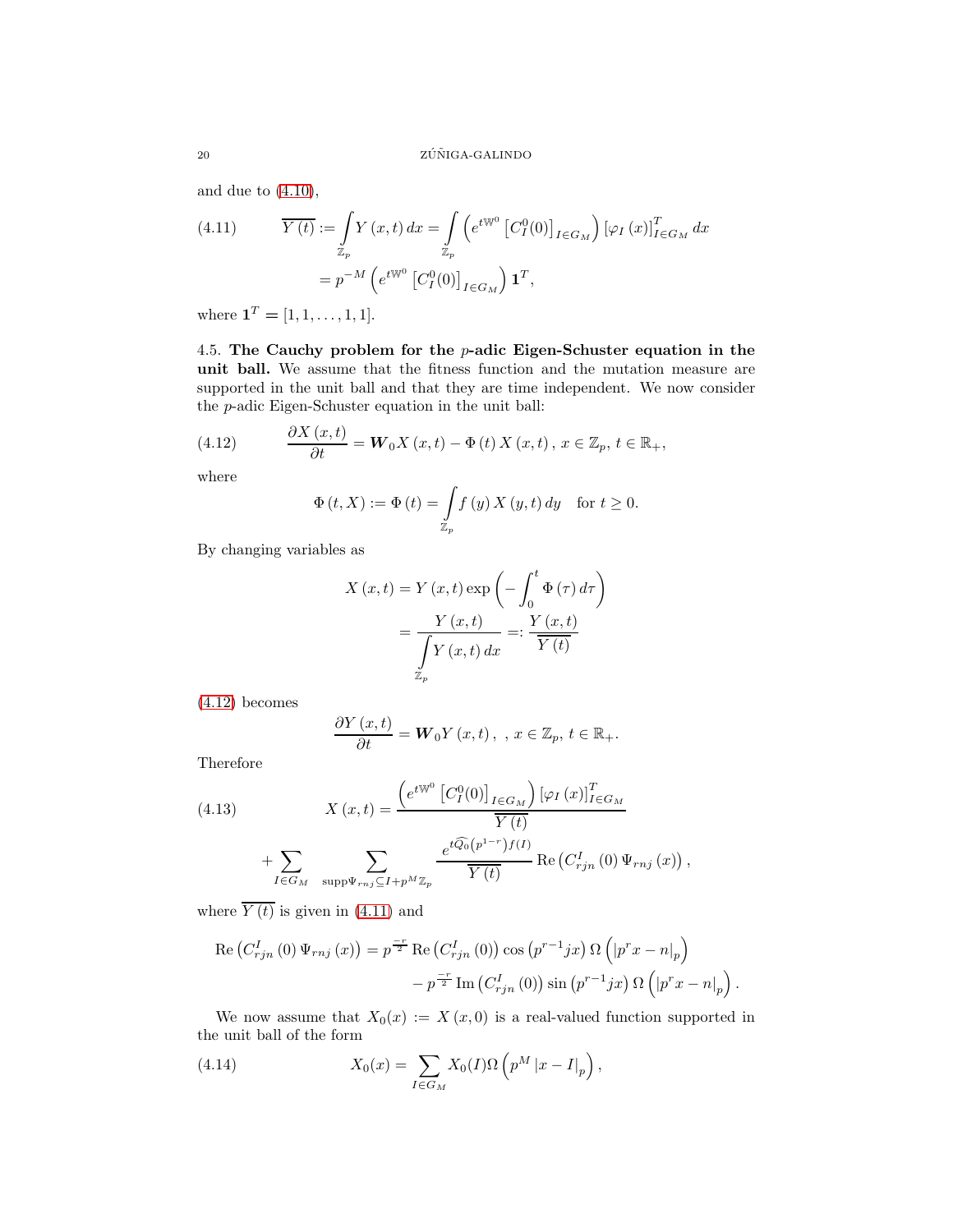and due to (4.10),

$$\overline{Y(t)} := \int\limits_{\mathbb{Z}_p} Y(x,t)\,dx = \int\limits_{\mathbb{Z}_p} \left( e^{t\mathbb{W}^0} \left[ C_I^0(0) \right]_{I\in G_M} \right) \left[ \varphi_I(x) \right]_{I\in G_M}^T dx \tag{4.11}$$

$$= p^{-M} \left( e^{t\mathbb{W}^0} \left[ C_I^0(0) \right]_{I\in G_M} \right) \mathbf{1}^T,$$

where $\mathbf{1}^T = [1, 1, \ldots, 1, 1]$.

**4.5. The Cauchy problem for the $p$-adic Eigen-Schuster equation in the unit ball.** We assume that the fitness function and the mutation measure are supported in the unit ball and that they are time independent. We now consider the $p$-adic Eigen-Schuster equation in the unit ball:

$$\frac{\partial X(x,t)}{\partial t} = \boldsymbol{W}_0 X(x,t) - \Phi(t)\, X(x,t),\; x \in \mathbb{Z}_p,\; t \in \mathbb{R}_+, \tag{4.12}$$

where

$$\Phi(t, X) := \Phi(t) = \int\limits_{\mathbb{Z}_p} f(y)\, X(y,t)\, dy \quad \text{for } t \geq 0.$$

By changing variables as

$$X(x,t) = Y(x,t) \exp\left( -\int_0^t \Phi(\tau)\, d\tau \right)$$

$$= \frac{Y(x,t)}{\int\limits_{\mathbb{Z}_p} Y(x,t)\, dx} =: \frac{Y(x,t)}{\overline{Y(t)}}$$

(4.12) becomes

$$\frac{\partial Y(x,t)}{\partial t} = \boldsymbol{W}_0 Y(x,t)\,,\;,\; x \in \mathbb{Z}_p,\; t \in \mathbb{R}_+.$$

Therefore

$$X(x,t) = \frac{\left( e^{t\mathbb{W}^0} \left[ C_I^0(0) \right]_{I\in G_M} \right) \left[ \varphi_I(x) \right]_{I\in G_M}^T}{\overline{Y(t)}} \tag{4.13}$$

$$+ \sum_{I\in G_M} \;\sum_{\operatorname{supp}\Psi_{rnj} \subseteq I + p^M\mathbb{Z}_p} \frac{e^{t\widehat{Q_0}(p^{1-r}) f(I)}}{\overline{Y(t)}} \operatorname{Re}\left( C_{rjn}^I(0)\, \Psi_{rnj}(x) \right),$$

where $\overline{Y(t)}$ is given in (4.11) and

$$\operatorname{Re}\left( C_{rjn}^I(0)\, \Psi_{rnj}(x) \right) = p^{\frac{-r}{2}} \operatorname{Re}\left( C_{rjn}^I(0) \right) \cos\left( p^{r-1} jx \right) \Omega\left( \left| p^r x - n \right|_p \right)$$

$$- p^{\frac{-r}{2}} \operatorname{Im}\left( C_{rjn}^I(0) \right) \sin\left( p^{r-1} jx \right) \Omega\left( \left| p^r x - n \right|_p \right).$$

We now assume that $X_0(x) := X(x,0)$ is a real-valued function supported in the unit ball of the form

$$X_0(x) = \sum_{I\in G_M} X_0(I)\, \Omega\left( p^M \left| x - I \right|_p \right), \tag{4.14}$$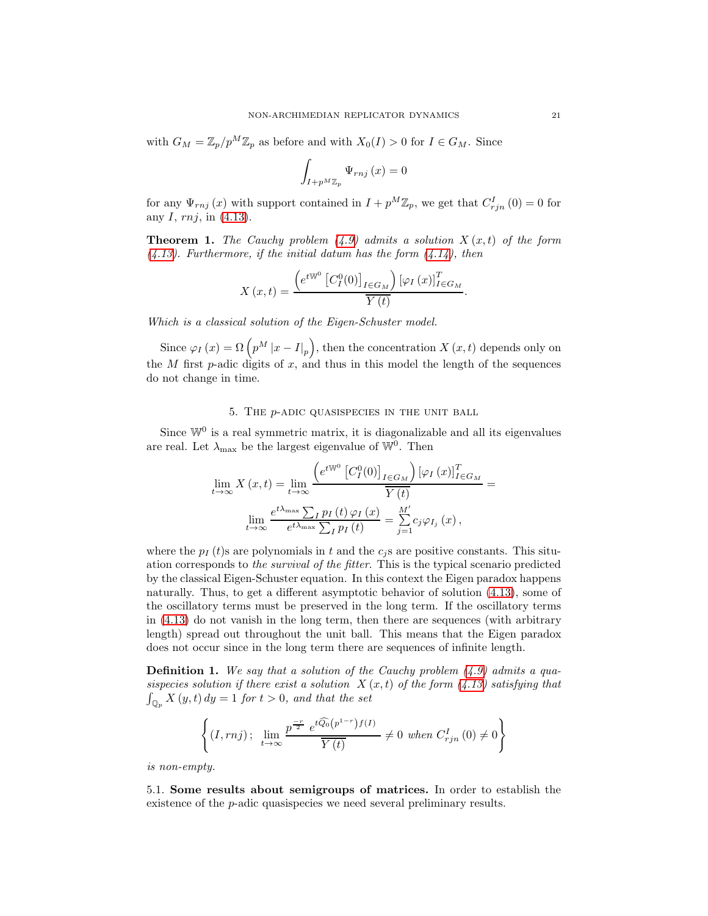with $G_M = \mathbb{Z}_p/p^M\mathbb{Z}_p$ as before and with $X_0(I) > 0$ for $I \in G_M$. Since

$$\int_{I+p^M\mathbb{Z}_p} \Psi_{rnj}(x) = 0$$

for any $\Psi_{rnj}(x)$ with support contained in $I + p^M\mathbb{Z}_p$, we get that $C^I_{rjn}(0) = 0$ for any $I$, $rnj$, in (4.13).

**Theorem 1.** *The Cauchy problem (4.9) admits a solution $X(x,t)$ of the form (4.13). Furthermore, if the initial datum has the form (4.14), then*

$$X(x,t) = \frac{\left(e^{t\mathbb{W}^0}\left[C^0_I(0)\right]_{I\in G_M}\right)\left[\varphi_I(x)\right]^T_{I\in G_M}}{\overline{Y(t)}}.$$

*Which is a classical solution of the Eigen-Schuster model.*

Since $\varphi_I(x) = \Omega\left(p^M |x - I|_p\right)$, then the concentration $X(x,t)$ depends only on the $M$ first $p$-adic digits of $x$, and thus in this model the length of the sequences do not change in time.

## 5. The $p$-adic quasispecies in the unit ball

Since $\mathbb{W}^0$ is a real symmetric matrix, it is diagonalizable and all its eigenvalues are real. Let $\lambda_{\max}$ be the largest eigenvalue of $\mathbb{W}^0$. Then

$$\lim_{t\to\infty} X(x,t) = \lim_{t\to\infty} \frac{\left(e^{t\mathbb{W}^0}\left[C^0_I(0)\right]_{I\in G_M}\right)\left[\varphi_I(x)\right]^T_{I\in G_M}}{\overline{Y(t)}} =$$
$$\lim_{t\to\infty} \frac{e^{t\lambda_{\max}}\sum_I p_I(t)\,\varphi_I(x)}{e^{t\lambda_{\max}}\sum_I p_I(t)} = \sum_{j=1}^{M'} c_j \varphi_{I_j}(x),$$

where the $p_I(t)$s are polynomials in $t$ and the $c_j$s are positive constants. This situation corresponds to *the survival of the fitter*. This is the typical scenario predicted by the classical Eigen-Schuster equation. In this context the Eigen paradox happens naturally. Thus, to get a different asymptotic behavior of solution (4.13), some of the oscillatory terms must be preserved in the long term. If the oscillatory terms in (4.13) do not vanish in the long term, then there are sequences (with arbitrary length) spread out throughout the unit ball. This means that the Eigen paradox does not occur since in the long term there are sequences of infinite length.

**Definition 1.** *We say that a solution of the Cauchy problem (4.9) admits a quasispecies solution if there exist a solution $X(x,t)$ of the form (4.13) satisfying that $\int_{\mathbb{Q}_p} X(y,t)\,dy = 1$ for $t > 0$, and that the set*

$$\left\{(I, rnj)\,;\ \lim_{t\to\infty} \frac{p^{\frac{-r}{2}}\ e^{t\widehat{Q_0}\left(p^{1-r}\right)f(I)}}{\overline{Y(t)}} \neq 0 \text{ when } C^I_{rjn}(0) \neq 0\right\}$$

*is non-empty.*

**5.1. Some results about semigroups of matrices.** In order to establish the existence of the $p$-adic quasispecies we need several preliminary results.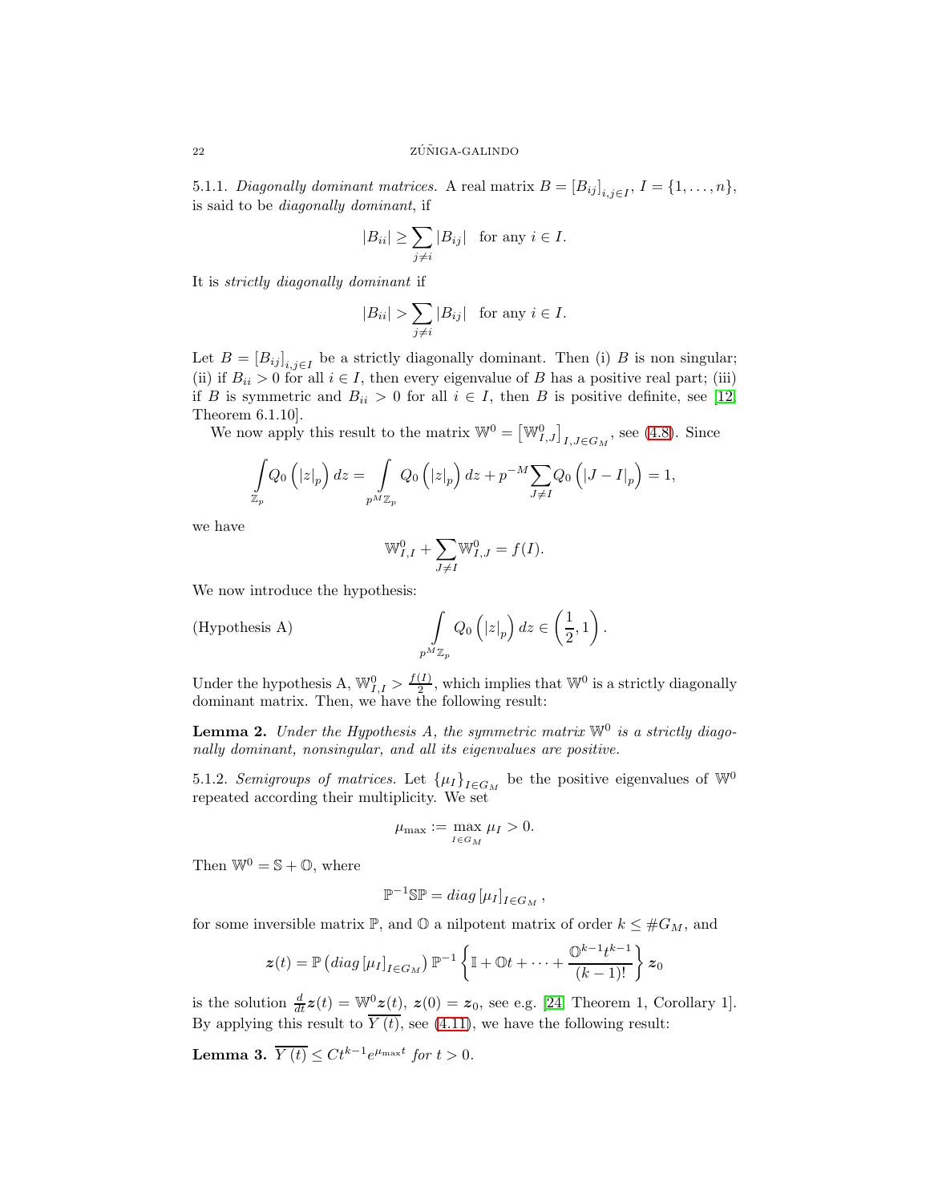5.1.1. *Diagonally dominant matrices.* A real matrix $B = [B_{ij}]_{i,j \in I}$, $I = \{1, \ldots, n\}$, is said to be *diagonally dominant*, if

$$|B_{ii}| \geq \sum_{j \neq i} |B_{ij}| \quad \text{for any } i \in I.$$

It is *strictly diagonally dominant* if

$$|B_{ii}| > \sum_{j \neq i} |B_{ij}| \quad \text{for any } i \in I.$$

Let $B = [B_{ij}]_{i,j \in I}$ be a strictly diagonally dominant. Then (i) $B$ is non singular; (ii) if $B_{ii} > 0$ for all $i \in I$, then every eigenvalue of $B$ has a positive real part; (iii) if $B$ is symmetric and $B_{ii} > 0$ for all $i \in I$, then $B$ is positive definite, see [12, Theorem 6.1.10].

We now apply this result to the matrix $\mathbb{W}^0 = \left[\mathbb{W}^0_{I,J}\right]_{I,J \in G_M}$, see (4.8). Since

$$\int_{\mathbb{Z}_p} Q_0\left(|z|_p\right) dz = \int_{p^M\mathbb{Z}_p} Q_0\left(|z|_p\right) dz + p^{-M} \sum_{J \neq I} Q_0\left(|J - I|_p\right) = 1,$$

we have

$$\mathbb{W}^0_{I,I} + \sum_{J \neq I} \mathbb{W}^0_{I,J} = f(I).$$

We now introduce the hypothesis:

$$\text{(Hypothesis A)} \qquad \int_{p^M\mathbb{Z}_p} Q_0\left(|z|_p\right) dz \in \left(\frac{1}{2}, 1\right).$$

Under the hypothesis A, $\mathbb{W}^0_{I,I} > \frac{f(I)}{2}$, which implies that $\mathbb{W}^0$ is a strictly diagonally dominant matrix. Then, we have the following result:

**Lemma 2.** *Under the Hypothesis A, the symmetric matrix $\mathbb{W}^0$ is a strictly diagonally dominant, nonsingular, and all its eigenvalues are positive.*

5.1.2. *Semigroups of matrices.* Let $\{\mu_I\}_{I \in G_M}$ be the positive eigenvalues of $\mathbb{W}^0$ repeated according their multiplicity. We set

$$\mu_{\max} := \max_{I \in G_M} \mu_I > 0.$$

Then $\mathbb{W}^0 = \mathbb{S} + \mathbb{O}$, where

$$\mathbb{P}^{-1}\mathbb{S}\mathbb{P} = diag\left[\mu_I\right]_{I \in G_M},$$

for some inversible matrix $\mathbb{P}$, and $\mathbb{O}$ a nilpotent matrix of order $k \leq \#G_M$, and

$$\boldsymbol{z}(t) = \mathbb{P}\left(diag\left[\mu_I\right]_{I \in G_M}\right)\mathbb{P}^{-1}\left\{\mathbb{I} + \mathbb{O}t + \cdots + \frac{\mathbb{O}^{k-1}t^{k-1}}{(k-1)!}\right\}\boldsymbol{z}_0$$

is the solution $\frac{d}{dt}\boldsymbol{z}(t) = \mathbb{W}^0\boldsymbol{z}(t)$, $\boldsymbol{z}(0) = \boldsymbol{z}_0$, see e.g. [24, Theorem 1, Corollary 1]. By applying this result to $\overline{Y(t)}$, see (4.11), we have the following result:

**Lemma 3.** $\overline{Y(t)} \leq Ct^{k-1}e^{\mu_{\max}t}$ *for $t > 0$.*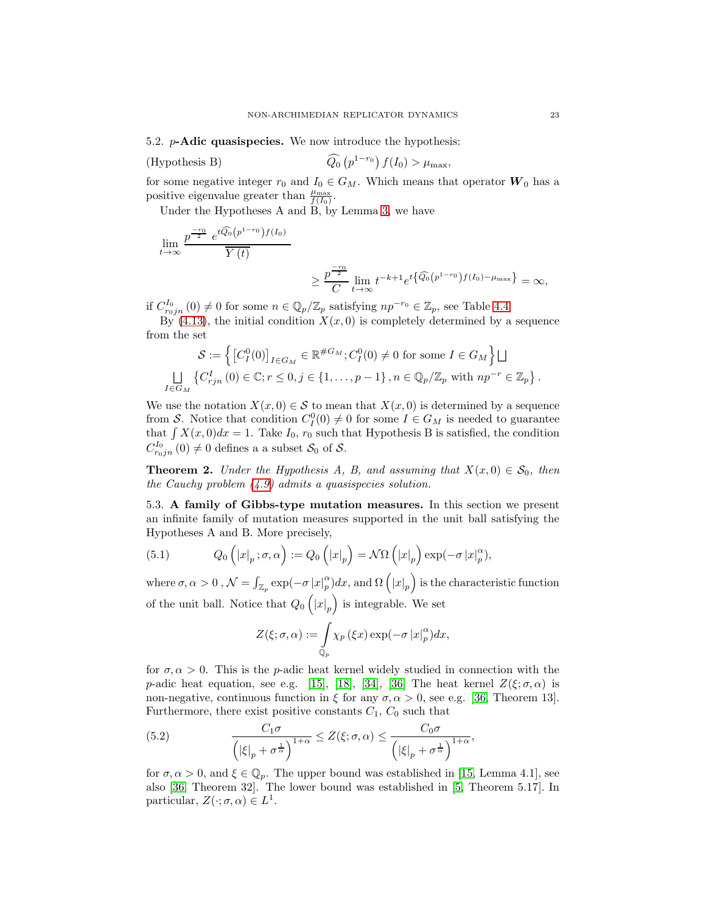### 5.2. $p$-Adic quasispecies.

We now introduce the hypothesis:

$$\text{(Hypothesis B)} \qquad \widehat{Q_0}\left(p^{1-r_0}\right) f(I_0) > \mu_{\max},$$

for some negative integer $r_0$ and $I_0 \in G_M$. Which means that operator $\boldsymbol{W}_0$ has a positive eigenvalue greater than $\frac{\mu_{\max}}{f(I_0)}$.

Under the Hypotheses A and B, by Lemma 3, we have

$$\lim_{t\to\infty} \frac{p^{\frac{-r_0}{2}}\ e^{t\widehat{Q_0}\left(p^{1-r_0}\right)f(I_0)}}{\overline{Y(t)}}$$
$$\geq \frac{p^{\frac{-r_0}{2}}}{C} \lim_{t\to\infty} t^{-k+1} e^{t\left\{\widehat{Q_0}\left(p^{1-r_0}\right)f(I_0)-\mu_{\max}\right\}} = \infty,$$

if $C^{I_0}_{r_0 jn}(0) \neq 0$ for some $n \in \mathbb{Q}_p/\mathbb{Z}_p$ satisfying $np^{-r_0} \in \mathbb{Z}_p$, see Table 4.4.

By (4.13), the initial condition $X(x,0)$ is completely determined by a sequence from the set

$$\mathcal{S} := \left\{ \left[C^0_I(0)\right]_{I\in G_M} \in \mathbb{R}^{\#G_M}; C^0_I(0) \neq 0 \text{ for some } I \in G_M \right\} \bigsqcup$$
$$\bigsqcup_{I\in G_M} \left\{ C^I_{rjn}(0) \in \mathbb{C}; r \leq 0, j \in \{1,\ldots,p-1\}, n \in \mathbb{Q}_p/\mathbb{Z}_p \text{ with } np^{-r} \in \mathbb{Z}_p \right\}.$$

We use the notation $X(x,0) \in \mathcal{S}$ to mean that $X(x,0)$ is determined by a sequence from $\mathcal{S}$. Notice that condition $C^0_I(0) \neq 0$ for some $I \in G_M$ is needed to guarantee that $\int X(x,0)dx = 1$. Take $I_0$, $r_0$ such that Hypothesis B is satisfied, the condition $C^{I_0}_{r_0 jn}(0) \neq 0$ defines a a subset $\mathcal{S}_0$ of $\mathcal{S}$.

**Theorem 2.** *Under the Hypothesis A, B, and assuming that $X(x,0) \in \mathcal{S}_0$, then the Cauchy problem (4.9) admits a quasispecies solution.*

### 5.3. A family of Gibbs-type mutation measures.

In this section we present an infinite family of mutation measures supported in the unit ball satisfying the Hypotheses A and B. More precisely,

$$Q_0\left(|x|_p ; \sigma, \alpha\right) := Q_0\left(|x|_p\right) = \mathcal{N}\Omega\left(|x|_p\right)\exp(-\sigma\,|x|_p^{\alpha}), \tag{5.1}$$

where $\sigma, \alpha > 0$ , $\mathcal{N} = \int_{\mathbb{Z}_p} \exp(-\sigma\,|x|_p^{\alpha})dx$, and $\Omega\left(|x|_p\right)$ is the characteristic function of the unit ball. Notice that $Q_0\left(|x|_p\right)$ is integrable. We set

$$Z(\xi;\sigma,\alpha) := \int_{\mathbb{Q}_p} \chi_p(\xi x)\exp(-\sigma\,|x|_p^{\alpha})dx,$$

for $\sigma, \alpha > 0$. This is the $p$-adic heat kernel widely studied in connection with the $p$-adic heat equation, see e.g. [15], [18], [34], [36] The heat kernel $Z(\xi;\sigma,\alpha)$ is non-negative, continuous function in $\xi$ for any $\sigma, \alpha > 0$, see e.g. [36, Theorem 13]. Furthermore, there exist positive constants $C_1$, $C_0$ such that

$$\frac{C_1\sigma}{\left(|\xi|_p + \sigma^{\frac{1}{\alpha}}\right)^{1+\alpha}} \leq Z(\xi;\sigma,\alpha) \leq \frac{C_0\sigma}{\left(|\xi|_p + \sigma^{\frac{1}{\alpha}}\right)^{1+\alpha}}, \tag{5.2}$$

for $\sigma, \alpha > 0$, and $\xi \in \mathbb{Q}_p$. The upper bound was established in [15, Lemma 4.1], see also [36, Theorem 32]. The lower bound was established in [5, Theorem 5.17]. In particular, $Z(\cdot;\sigma,\alpha) \in L^1$.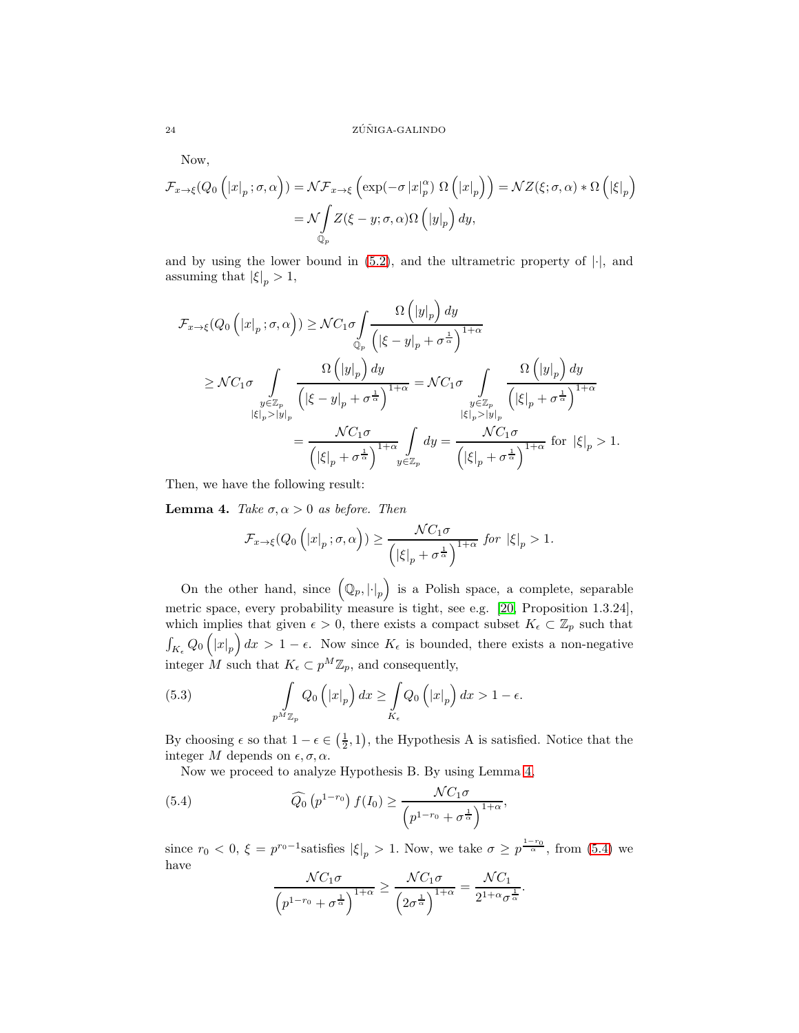Now,

$$\mathcal{F}_{x\to\xi}(Q_0\left(|x|_p;\sigma,\alpha\right))=\mathcal{N}\mathcal{F}_{x\to\xi}\left(\exp(-\sigma\,|x|_p^{\alpha})\;\Omega\left(|x|_p\right)\right)=\mathcal{N}Z(\xi;\sigma,\alpha)*\Omega\left(|\xi|_p\right)$$
$$=\mathcal{N}\int_{\mathbb{Q}_p}Z(\xi-y;\sigma,\alpha)\Omega\left(|y|_p\right)dy,$$

and by using the lower bound in (5.2), and the ultrametric property of $|\cdot|$, and assuming that $|\xi|_p>1$,

$$\mathcal{F}_{x\to\xi}(Q_0\left(|x|_p;\sigma,\alpha\right))\geq\mathcal{N}C_1\sigma\int_{\mathbb{Q}_p}\frac{\Omega\left(|y|_p\right)dy}{\left(|\xi-y|_p+\sigma^{\frac{1}{\alpha}}\right)^{1+\alpha}}$$
$$\geq\mathcal{N}C_1\sigma\int_{\substack{y\in\mathbb{Z}_p\\|\xi|_p>|y|_p}}\frac{\Omega\left(|y|_p\right)dy}{\left(|\xi-y|_p+\sigma^{\frac{1}{\alpha}}\right)^{1+\alpha}}=\mathcal{N}C_1\sigma\int_{\substack{y\in\mathbb{Z}_p\\|\xi|_p>|y|_p}}\frac{\Omega\left(|y|_p\right)dy}{\left(|\xi|_p+\sigma^{\frac{1}{\alpha}}\right)^{1+\alpha}}$$
$$=\frac{\mathcal{N}C_1\sigma}{\left(|\xi|_p+\sigma^{\frac{1}{\alpha}}\right)^{1+\alpha}}\int_{y\in\mathbb{Z}_p}dy=\frac{\mathcal{N}C_1\sigma}{\left(|\xi|_p+\sigma^{\frac{1}{\alpha}}\right)^{1+\alpha}}\text{ for }|\xi|_p>1.$$

Then, we have the following result:

**Lemma 4.** *Take $\sigma,\alpha>0$ as before. Then*

$$\mathcal{F}_{x\to\xi}(Q_0\left(|x|_p;\sigma,\alpha\right))\geq\frac{\mathcal{N}C_1\sigma}{\left(|\xi|_p+\sigma^{\frac{1}{\alpha}}\right)^{1+\alpha}}\text{ *for* }|\xi|_p>1.$$

On the other hand, since $\left(\mathbb{Q}_p,|\cdot|_p\right)$ is a Polish space, a complete, separable metric space, every probability measure is tight, see e.g. [20, Proposition 1.3.24], which implies that given $\epsilon>0$, there exists a compact subset $K_\epsilon\subset\mathbb{Z}_p$ such that $\int_{K_\epsilon}Q_0\left(|x|_p\right)dx>1-\epsilon$. Now since $K_\epsilon$ is bounded, there exists a non-negative integer $M$ such that $K_\epsilon\subset p^M\mathbb{Z}_p$, and consequently,

$$\int_{p^M\mathbb{Z}_p}Q_0\left(|x|_p\right)dx\geq\int_{K_\epsilon}Q_0\left(|x|_p\right)dx>1-\epsilon. \tag{5.3}$$

By choosing $\epsilon$ so that $1-\epsilon\in\left(\frac{1}{2},1\right)$, the Hypothesis A is satisfied. Notice that the integer $M$ depends on $\epsilon,\sigma,\alpha$.

Now we proceed to analyze Hypothesis B. By using Lemma 4,

$$\widehat{Q_0}\left(p^{1-r_0}\right)f(I_0)\geq\frac{\mathcal{N}C_1\sigma}{\left(p^{1-r_0}+\sigma^{\frac{1}{\alpha}}\right)^{1+\alpha}}, \tag{5.4}$$

since $r_0<0$, $\xi=p^{r_0-1}$satisfies $|\xi|_p>1$. Now, we take $\sigma\geq p^{\frac{1-r_0}{\alpha}}$, from (5.4) we have

$$\frac{\mathcal{N}C_1\sigma}{\left(p^{1-r_0}+\sigma^{\frac{1}{\alpha}}\right)^{1+\alpha}}\geq\frac{\mathcal{N}C_1\sigma}{\left(2\sigma^{\frac{1}{\alpha}}\right)^{1+\alpha}}=\frac{\mathcal{N}C_1}{2^{1+\alpha}\sigma^{\frac{1}{\alpha}}}.$$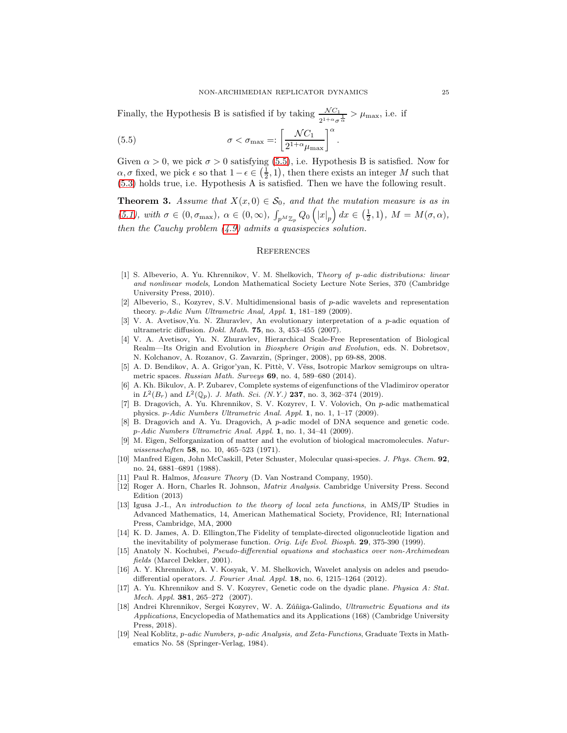Finally, the Hypothesis B is satisfied if by taking $\frac{\mathcal{N}C_1}{2^{1+\alpha}\sigma^{\frac{1}{\alpha}}} > \mu_{\max}$, i.e. if

$$\sigma < \sigma_{\max} =: \left[\frac{\mathcal{N}C_1}{2^{1+\alpha}\mu_{\max}}\right]^{\alpha}. \tag{5.5}$$

Given $\alpha > 0$, we pick $\sigma > 0$ satisfying (5.5), i.e. Hypothesis B is satisfied. Now for $\alpha, \sigma$ fixed, we pick $\epsilon$ so that $1 - \epsilon \in \left(\frac{1}{2}, 1\right)$, then there exists an integer $M$ such that (5.3) holds true, i.e. Hypothesis A is satisfied. Then we have the following result.

**Theorem 3.** *Assume that $X(x, 0) \in \mathcal{S}_0$, and that the mutation measure is as in (5.1), with $\sigma \in (0, \sigma_{\max})$, $\alpha \in (0, \infty)$, $\int_{p^M\mathbb{Z}_p} Q_0\left(|x|_p\right) dx \in \left(\frac{1}{2}, 1\right)$, $M = M(\sigma, \alpha)$, then the Cauchy problem (4.9) admits a quasispecies solution.*

## References

[1] S. Albeverio, A. Yu. Khrennikov, V. M. Shelkovich, T*heory of p-adic distributions: linear and nonlinear models*, London Mathematical Society Lecture Note Series, 370 (Cambridge University Press, 2010).

[2] Albeverio, S., Kozyrev, S.V. Multidimensional basis of $p$-adic wavelets and representation theory. *p-Adic Num Ultrametric Anal, Appl.* **1**, 181–189 (2009).

[3] V. A. Avetisov,Yu. N. Zhuravlev, An evolutionary interpretation of a $p$-adic equation of ultrametric diffusion. *Dokl. Math.* **75**, no. 3, 453–455 (2007).

[4] V. A. Avetisov, Yu. N. Zhuravlev, Hierarchical Scale-Free Representation of Biological Realm—Its Origin and Evolution in *Biosphere Origin and Evolution*, eds. N. Dobretsov, N. Kolchanov, A. Rozanov, G. Zavarzin, (Springer, 2008), pp 69-88, 2008.

[5] A. D. Bendikov, A. A. Grigor'yan, K. Pittè, V. Vëss, Isotropic Markov semigroups on ultrametric spaces. *Russian Math. Surveys* **69**, no. 4, 589–680 (2014).

[6] A. Kh. Bikulov, A. P. Zubarev, Complete systems of eigenfunctions of the Vladimirov operator in $L^2(B_r)$ and $L^2(\mathbb{Q}_p)$. *J. Math. Sci. (N.Y.)* **237**, no. 3, 362–374 (2019).

[7] B. Dragovich, A. Yu. Khrennikov, S. V. Kozyrev, I. V. Volovich, On $p$-adic mathematical physics. *p-Adic Numbers Ultrametric Anal. Appl.* **1**, no. 1, 1–17 (2009).

[8] B. Dragovich and A. Yu. Dragovich, A $p$-adic model of DNA sequence and genetic code. *p-Adic Numbers Ultrametric Anal. Appl.* **1**, no. 1, 34–41 (2009).

[9] M. Eigen, Selforganization of matter and the evolution of biological macromolecules. *Naturwissenschaften* **58**, no. 10, 465–523 (1971).

[10] Manfred Eigen, John McCaskill, Peter Schuster, Molecular quasi-species. *J. Phys. Chem.* **92**, no. 24, 6881–6891 (1988).

[11] Paul R. Halmos, *Measure Theory* (D. Van Nostrand Company, 1950).

[12] Roger A. Horn, Charles R. Johnson, *Matrix Analysis*. Cambridge University Press. Second Edition (2013)

[13] Igusa J.-I., A*n introduction to the theory of local zeta functions*, in AMS/IP Studies in Advanced Mathematics, 14, American Mathematical Society, Providence, RI; International Press, Cambridge, MA, 2000

[14] K. D. James, A. D. Ellington,The Fidelity of template-directed oligonucleotide ligation and the inevitability of polymerase function. *Orig. Life Evol. Biosph.* **29**, 375-390 (1999).

[15] Anatoly N. Kochubei, *Pseudo-differential equations and stochastics over non-Archimedean fields* (Marcel Dekker, 2001).

[16] A. Y. Khrennikov, A. V. Kosyak, V. M. Shelkovich, Wavelet analysis on adeles and pseudo-differential operators. *J. Fourier Anal. Appl.* **18**, no. 6, 1215–1264 (2012).

[17] A. Yu. Khrennikov and S. V. Kozyrev, Genetic code on the dyadic plane. *Physica A: Stat. Mech. Appl.* **381**, 265–272 (2007).

[18] Andrei Khrennikov, Sergei Kozyrev, W. A. Zúñiga-Galindo, *Ultrametric Equations and its Applications*, Encyclopedia of Mathematics and its Applications (168) (Cambridge University Press, 2018).

[19] Neal Koblitz, *p-adic Numbers, p-adic Analysis, and Zeta-Functions*, Graduate Texts in Mathematics No. 58 (Springer-Verlag, 1984).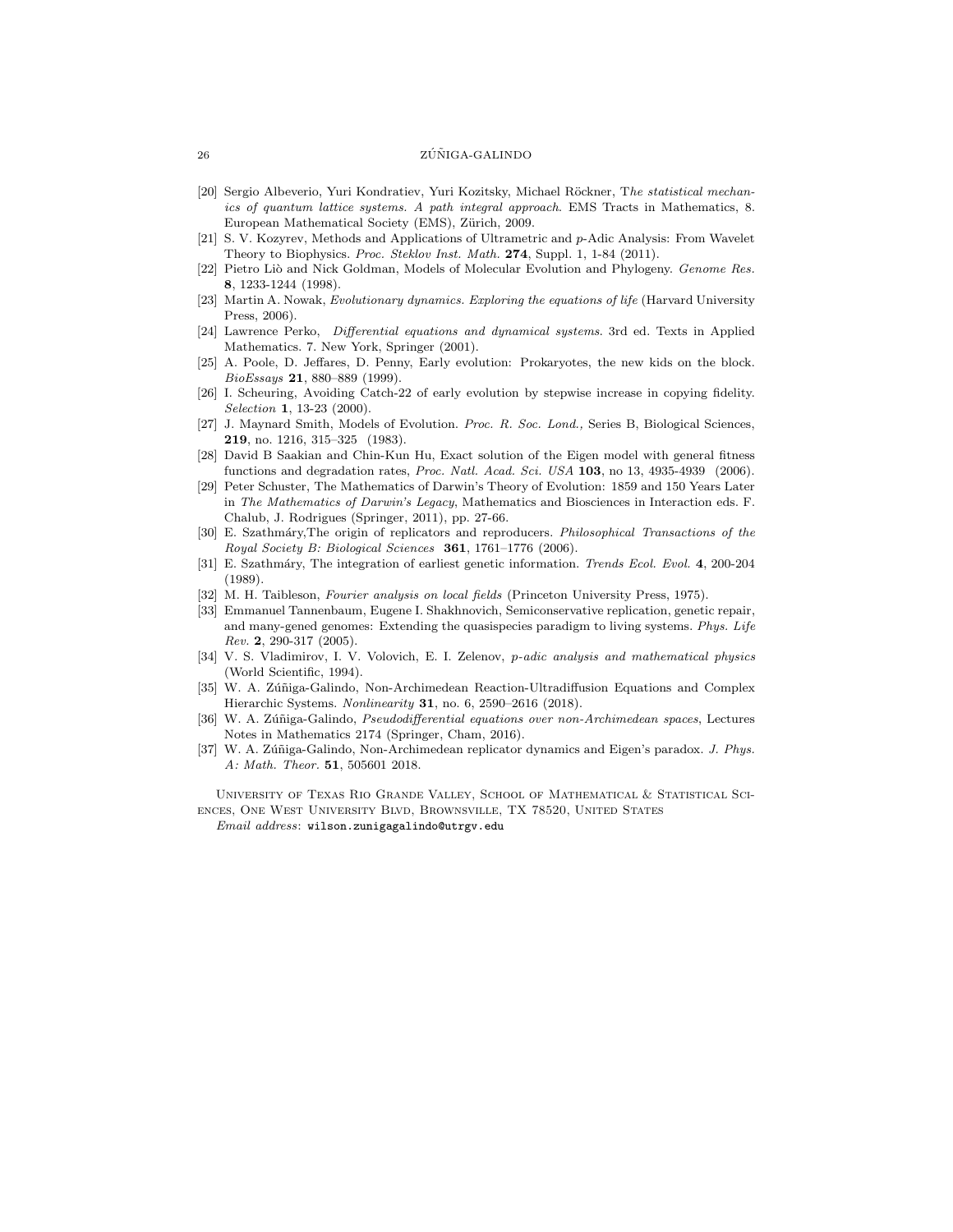[20] Sergio Albeverio, Yuri Kondratiev, Yuri Kozitsky, Michael Röckner, T*he statistical mechanics of quantum lattice systems. A path integral approach*. EMS Tracts in Mathematics, 8. European Mathematical Society (EMS), Zürich, 2009.

[21] S. V. Kozyrev, Methods and Applications of Ultrametric and $p$-Adic Analysis: From Wavelet Theory to Biophysics. *Proc. Steklov Inst. Math.* **274**, Suppl. 1, 1-84 (2011).

[22] Pietro Liò and Nick Goldman, Models of Molecular Evolution and Phylogeny. *Genome Res.* **8**, 1233-1244 (1998).

[23] Martin A. Nowak, *Evolutionary dynamics. Exploring the equations of life* (Harvard University Press, 2006).

[24] Lawrence Perko, *Differential equations and dynamical systems*. 3rd ed. Texts in Applied Mathematics. 7. New York, Springer (2001).

[25] A. Poole, D. Jeffares, D. Penny, Early evolution: Prokaryotes, the new kids on the block. *BioEssays* **21**, 880–889 (1999).

[26] I. Scheuring, Avoiding Catch-22 of early evolution by stepwise increase in copying fidelity. *Selection* **1**, 13-23 (2000).

[27] J. Maynard Smith, Models of Evolution. *Proc. R. Soc. Lond.,* Series B, Biological Sciences, **219**, no. 1216, 315–325 (1983).

[28] David B Saakian and Chin-Kun Hu, Exact solution of the Eigen model with general fitness functions and degradation rates, *Proc. Natl. Acad. Sci. USA* **103**, no 13, 4935-4939 (2006).

[29] Peter Schuster, The Mathematics of Darwin's Theory of Evolution: 1859 and 150 Years Later in *The Mathematics of Darwin's Legacy*, Mathematics and Biosciences in Interaction eds. F. Chalub, J. Rodrigues (Springer, 2011), pp. 27-66.

[30] E. Szathmáry,The origin of replicators and reproducers. *Philosophical Transactions of the Royal Society B: Biological Sciences* **361**, 1761–1776 (2006).

[31] E. Szathmáry, The integration of earliest genetic information. *Trends Ecol. Evol.* **4**, 200-204 (1989).

[32] M. H. Taibleson, *Fourier analysis on local fields* (Princeton University Press, 1975).

[33] Emmanuel Tannenbaum, Eugene I. Shakhnovich, Semiconservative replication, genetic repair, and many-gened genomes: Extending the quasispecies paradigm to living systems. *Phys. Life Rev.* **2**, 290-317 (2005).

[34] V. S. Vladimirov, I. V. Volovich, E. I. Zelenov, *p-adic analysis and mathematical physics* (World Scientific, 1994).

[35] W. A. Zúñiga-Galindo, Non-Archimedean Reaction-Ultradiffusion Equations and Complex Hierarchic Systems. *Nonlinearity* **31**, no. 6, 2590–2616 (2018).

[36] W. A. Zúñiga-Galindo, *Pseudodifferential equations over non-Archimedean spaces*, Lectures Notes in Mathematics 2174 (Springer, Cham, 2016).

[37] W. A. Zúñiga-Galindo, Non-Archimedean replicator dynamics and Eigen's paradox. *J. Phys. A: Math. Theor.* **51**, 505601 2018.

University of Texas Rio Grande Valley, School of Mathematical & Statistical Sciences, One West University Blvd, Brownsville, TX 78520, United States

*Email address*: wilson.zunigagalindo@utrgv.edu